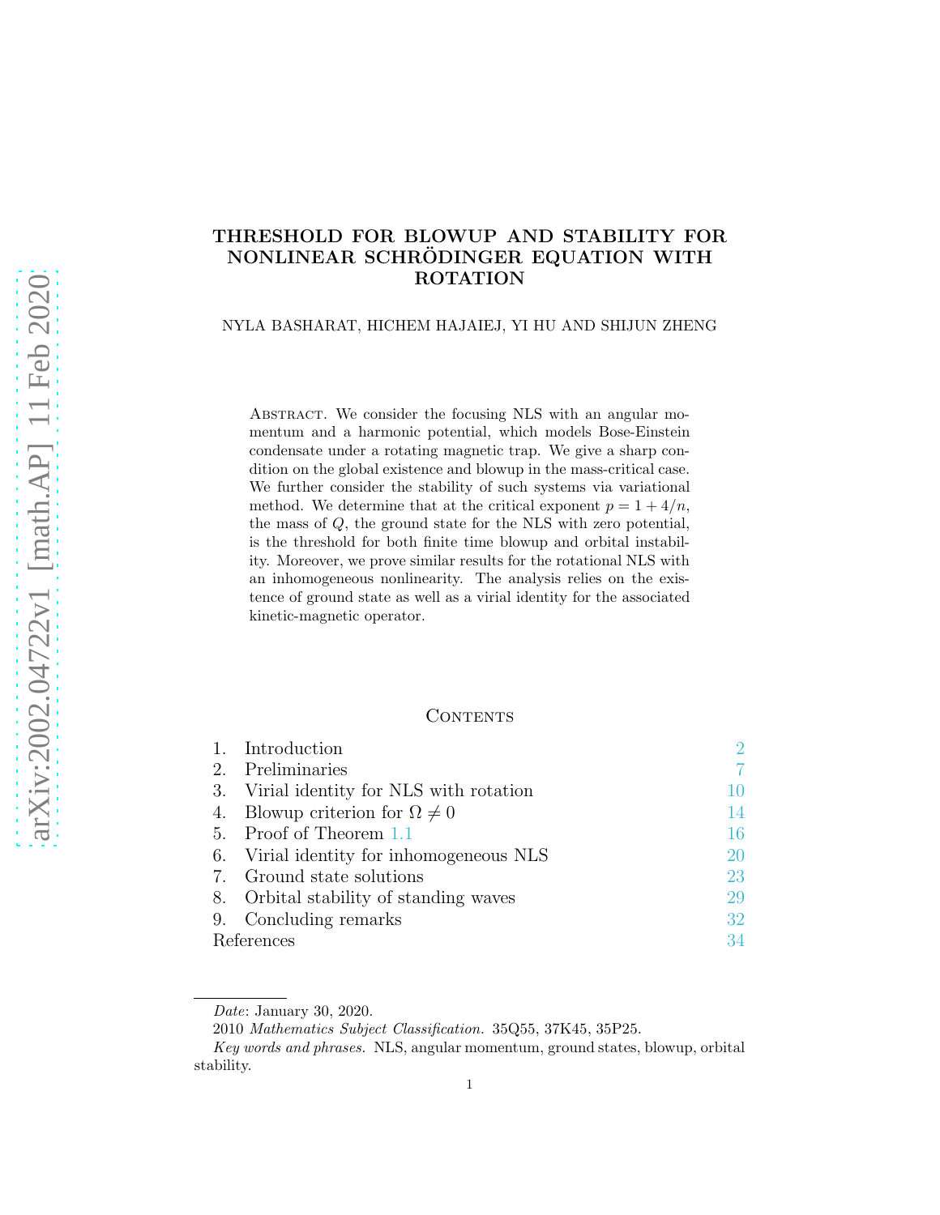# THRESHOLD FOR BLOWUP AND STABILITY FOR NONLINEAR SCHRÖDINGER EQUATION WITH ROTATION

NYLA BASHARAT, HICHEM HAJAIEJ, YI HU AND SHIJUN ZHENG

Abstract. We consider the focusing NLS with an angular momentum and a harmonic potential, which models Bose-Einstein condensate under a rotating magnetic trap. We give a sharp condition on the global existence and blowup in the mass-critical case. We further consider the stability of such systems via variational method. We determine that at the critical exponent $p = 1 + 4/n$, the mass of $Q$, the ground state for the NLS with zero potential, is the threshold for both finite time blowup and orbital instability. Moreover, we prove similar results for the rotational NLS with an inhomogeneous nonlinearity. The analysis relies on the existence of ground state as well as a virial identity for the associated kinetic-magnetic operator.

## Contents

| | | |
|---|---|---|
| 1. | Introduction | 2 |
| 2. | Preliminaries | 7 |
| 3. | Virial identity for NLS with rotation | 10 |
| 4. | Blowup criterion for $\Omega \neq 0$ | 14 |
| 5. | Proof of Theorem 1.1 | 16 |
| 6. | Virial identity for inhomogeneous NLS | 20 |
| 7. | Ground state solutions | 23 |
| 8. | Orbital stability of standing waves | 29 |
| 9. | Concluding remarks | 32 |
| | References | 34 |

*Date*: January 30, 2020.

2010 *Mathematics Subject Classification.* 35Q55, 37K45, 35P25.

*Key words and phrases.* NLS, angular momentum, ground states, blowup, orbital stability.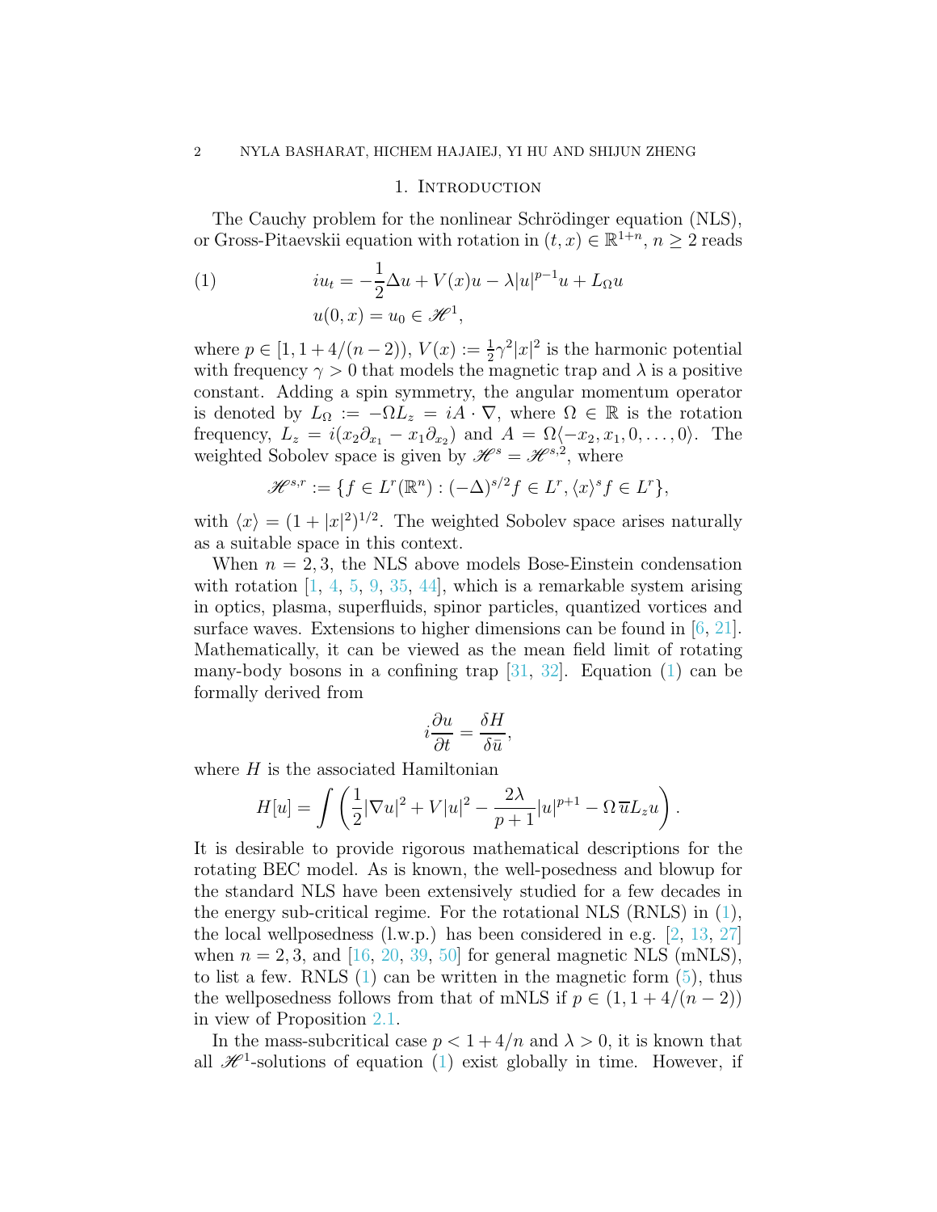## 1. Introduction

The Cauchy problem for the nonlinear Schrödinger equation (NLS), or Gross-Pitaevskii equation with rotation in $(t, x) \in \mathbb{R}^{1+n}$, $n \geq 2$ reads

$$
\begin{aligned}
(1) \qquad & iu_t = -\frac{1}{2}\Delta u + V(x)u - \lambda |u|^{p-1}u + L_\Omega u \\
& u(0, x) = u_0 \in \mathscr{H}^1,
\end{aligned}
$$

where $p \in [1, 1 + 4/(n-2))$, $V(x) := \frac{1}{2}\gamma^2|x|^2$ is the harmonic potential with frequency $\gamma > 0$ that models the magnetic trap and $\lambda$ is a positive constant. Adding a spin symmetry, the angular momentum operator is denoted by $L_\Omega := -\Omega L_z = iA \cdot \nabla$, where $\Omega \in \mathbb{R}$ is the rotation frequency, $L_z = i(x_2\partial_{x_1} - x_1\partial_{x_2})$ and $A = \Omega\langle -x_2, x_1, 0, \ldots, 0\rangle$. The weighted Sobolev space is given by $\mathscr{H}^s = \mathscr{H}^{s,2}$, where

$$
\mathscr{H}^{s,r} := \{f \in L^r(\mathbb{R}^n) : (-\Delta)^{s/2} f \in L^r, \langle x\rangle^s f \in L^r\},
$$

with $\langle x\rangle = (1 + |x|^2)^{1/2}$. The weighted Sobolev space arises naturally as a suitable space in this context.

When $n = 2, 3$, the NLS above models Bose-Einstein condensation with rotation [1, 4, 5, 9, 35, 44], which is a remarkable system arising in optics, plasma, superfluids, spinor particles, quantized vortices and surface waves. Extensions to higher dimensions can be found in [6, 21]. Mathematically, it can be viewed as the mean field limit of rotating many-body bosons in a confining trap [31, 32]. Equation (1) can be formally derived from

$$
i\frac{\partial u}{\partial t} = \frac{\delta H}{\delta \bar{u}},
$$

where $H$ is the associated Hamiltonian

$$
H[u] = \int \left( \frac{1}{2}|\nabla u|^2 + V|u|^2 - \frac{2\lambda}{p+1}|u|^{p+1} - \Omega\, \overline{u} L_z u \right).
$$

It is desirable to provide rigorous mathematical descriptions for the rotating BEC model. As is known, the well-posedness and blowup for the standard NLS have been extensively studied for a few decades in the energy sub-critical regime. For the rotational NLS (RNLS) in (1), the local wellposedness (l.w.p.) has been considered in e.g. [2, 13, 27] when $n = 2, 3$, and [16, 20, 39, 50] for general magnetic NLS (mNLS), to list a few. RNLS (1) can be written in the magnetic form (5), thus the wellposedness follows from that of mNLS if $p \in (1, 1 + 4/(n-2))$ in view of Proposition 2.1.

In the mass-subcritical case $p < 1 + 4/n$ and $\lambda > 0$, it is known that all $\mathscr{H}^1$-solutions of equation (1) exist globally in time. However, if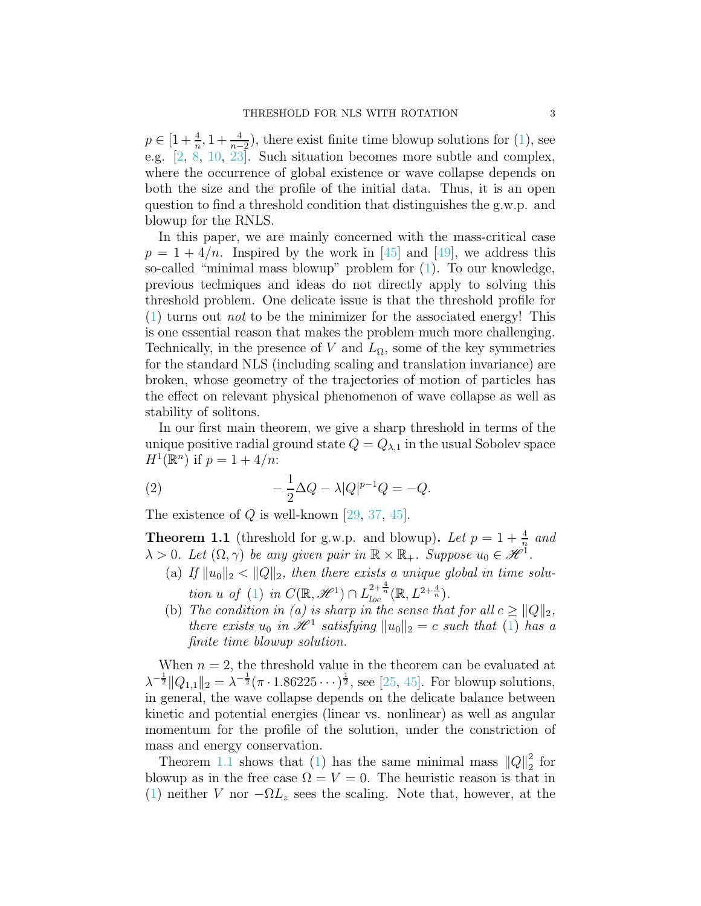$p \in [1+\frac{4}{n}, 1+\frac{4}{n-2})$, there exist finite time blowup solutions for (1), see e.g. [2, 8, 10, 23]. Such situation becomes more subtle and complex, where the occurrence of global existence or wave collapse depends on both the size and the profile of the initial data. Thus, it is an open question to find a threshold condition that distinguishes the g.w.p. and blowup for the RNLS.

In this paper, we are mainly concerned with the mass-critical case $p = 1 + 4/n$. Inspired by the work in [45] and [49], we address this so-called "minimal mass blowup" problem for (1). To our knowledge, previous techniques and ideas do not directly apply to solving this threshold problem. One delicate issue is that the threshold profile for (1) turns out *not* to be the minimizer for the associated energy! This is one essential reason that makes the problem much more challenging. Technically, in the presence of $V$ and $L_\Omega$, some of the key symmetries for the standard NLS (including scaling and translation invariance) are broken, whose geometry of the trajectories of motion of particles has the effect on relevant physical phenomenon of wave collapse as well as stability of solitons.

In our first main theorem, we give a sharp threshold in terms of the unique positive radial ground state $Q = Q_{\lambda,1}$ in the usual Sobolev space $H^1(\mathbb{R}^n)$ if $p = 1 + 4/n$:

$$-\frac{1}{2}\Delta Q - \lambda |Q|^{p-1} Q = -Q. \tag{2}$$

The existence of $Q$ is well-known [29, 37, 45].

**Theorem 1.1** (threshold for g.w.p. and blowup)**.** *Let $p = 1 + \frac{4}{n}$ and $\lambda > 0$. Let $(\Omega, \gamma)$ be any given pair in $\mathbb{R} \times \mathbb{R}_+$. Suppose $u_0 \in \mathscr{H}^1$.*

- (a) *If $\|u_0\|_2 < \|Q\|_2$, then there exists a unique global in time solution $u$ of (1) in $C(\mathbb{R}, \mathscr{H}^1) \cap L_{loc}^{2+\frac{4}{n}}(\mathbb{R}, L^{2+\frac{4}{n}})$.*
- (b) *The condition in (a) is sharp in the sense that for all $c \geq \|Q\|_2$, there exists $u_0$ in $\mathscr{H}^1$ satisfying $\|u_0\|_2 = c$ such that (1) has a finite time blowup solution.*

When $n = 2$, the threshold value in the theorem can be evaluated at $\lambda^{-\frac{1}{2}} \|Q_{1,1}\|_2 = \lambda^{-\frac{1}{2}} (\pi \cdot 1.86225 \cdots)^{\frac{1}{2}}$, see [25, 45]. For blowup solutions, in general, the wave collapse depends on the delicate balance between kinetic and potential energies (linear vs. nonlinear) as well as angular momentum for the profile of the solution, under the constriction of mass and energy conservation.

Theorem 1.1 shows that (1) has the same minimal mass $\|Q\|_2^2$ for blowup as in the free case $\Omega = V = 0$. The heuristic reason is that in (1) neither $V$ nor $-\Omega L_z$ sees the scaling. Note that, however, at the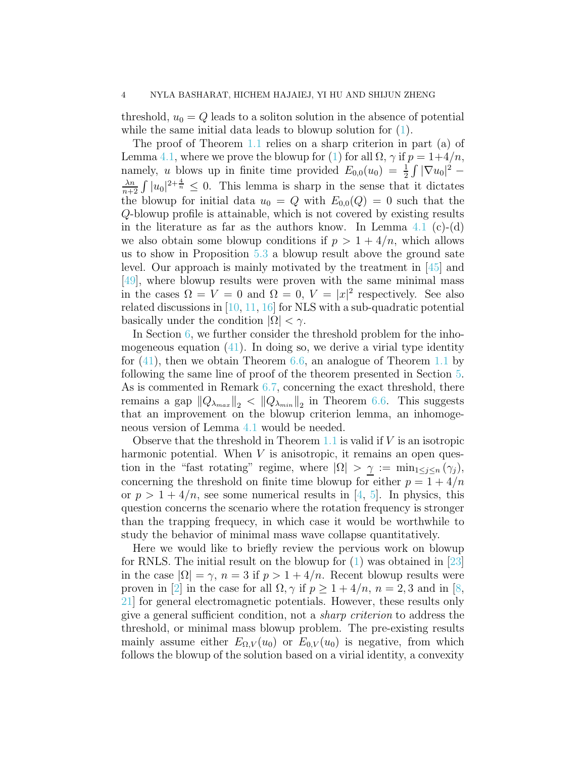threshold, $u_0 = Q$ leads to a soliton solution in the absence of potential while the same initial data leads to blowup solution for (1).

The proof of Theorem 1.1 relies on a sharp criterion in part (a) of Lemma 4.1, where we prove the blowup for (1) for all $\Omega$, $\gamma$ if $p = 1+4/n$, namely, $u$ blows up in finite time provided $E_{0,0}(u_0) = \frac{1}{2}\int |\nabla u_0|^2 - \frac{\lambda n}{n+2}\int |u_0|^{2+\frac{4}{n}} \leq 0$. This lemma is sharp in the sense that it dictates the blowup for initial data $u_0 = Q$ with $E_{0,0}(Q) = 0$ such that the $Q$-blowup profile is attainable, which is not covered by existing results in the literature as far as the authors know. In Lemma 4.1 (c)-(d) we also obtain some blowup conditions if $p > 1 + 4/n$, which allows us to show in Proposition 5.3 a blowup result above the ground sate level. Our approach is mainly motivated by the treatment in [45] and [49], where blowup results were proven with the same minimal mass in the cases $\Omega = V = 0$ and $\Omega = 0$, $V = |x|^2$ respectively. See also related discussions in [10, 11, 16] for NLS with a sub-quadratic potential basically under the condition $|\Omega| < \gamma$.

In Section 6, we further consider the threshold problem for the inhomogeneous equation (41). In doing so, we derive a virial type identity for (41), then we obtain Theorem 6.6, an analogue of Theorem 1.1 by following the same line of proof of the theorem presented in Section 5. As is commented in Remark 6.7, concerning the exact threshold, there remains a gap $\|Q_{\lambda_{max}}\|_2 < \|Q_{\lambda_{min}}\|_2$ in Theorem 6.6. This suggests that an improvement on the blowup criterion lemma, an inhomogeneous version of Lemma 4.1 would be needed.

Observe that the threshold in Theorem 1.1 is valid if $V$ is an isotropic harmonic potential. When $V$ is anisotropic, it remains an open question in the "fast rotating" regime, where $|\Omega| > \underline{\gamma} := \min_{1\leq j\leq n}(\gamma_j)$, concerning the threshold on finite time blowup for either $p = 1 + 4/n$ or $p > 1 + 4/n$, see some numerical results in [4, 5]. In physics, this question concerns the scenario where the rotation frequency is stronger than the trapping frequecy, in which case it would be worthwhile to study the behavior of minimal mass wave collapse quantitatively.

Here we would like to briefly review the pervious work on blowup for RNLS. The initial result on the blowup for (1) was obtained in [23] in the case $|\Omega| = \gamma$, $n = 3$ if $p > 1 + 4/n$. Recent blowup results were proven in [2] in the case for all $\Omega, \gamma$ if $p \geq 1 + 4/n$, $n = 2, 3$ and in [8, 21] for general electromagnetic potentials. However, these results only give a general sufficient condition, not a *sharp criterion* to address the threshold, or minimal mass blowup problem. The pre-existing results mainly assume either $E_{\Omega,V}(u_0)$ or $E_{0,V}(u_0)$ is negative, from which follows the blowup of the solution based on a virial identity, a convexity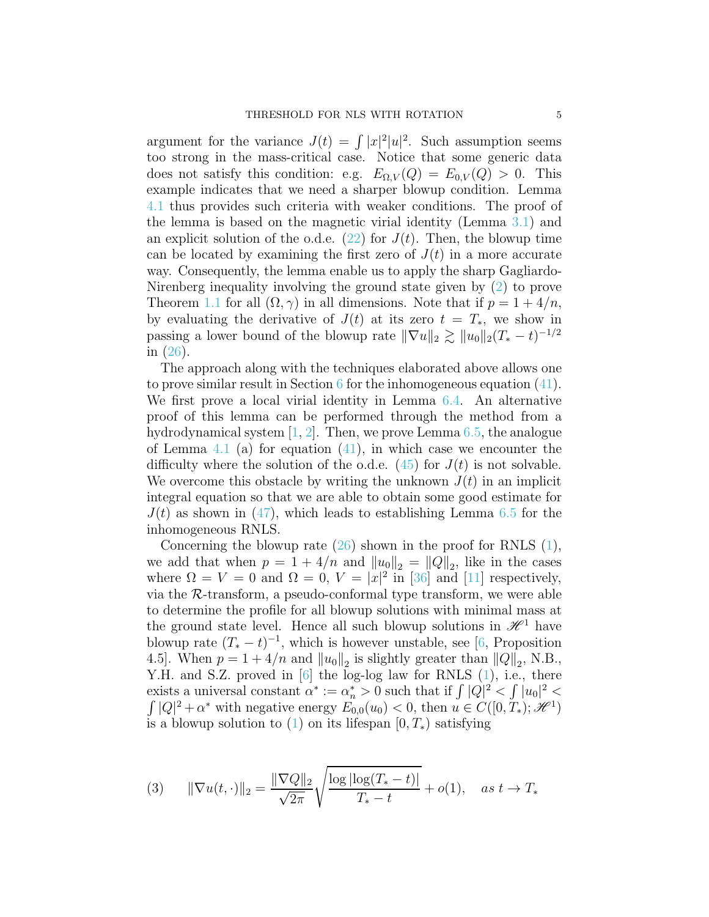argument for the variance $J(t) = \int |x|^2|u|^2$. Such assumption seems too strong in the mass-critical case. Notice that some generic data does not satisfy this condition: e.g. $E_{\Omega,V}(Q) = E_{0,V}(Q) > 0$. This example indicates that we need a sharper blowup condition. Lemma 4.1 thus provides such criteria with weaker conditions. The proof of the lemma is based on the magnetic virial identity (Lemma 3.1) and an explicit solution of the o.d.e. (22) for $J(t)$. Then, the blowup time can be located by examining the first zero of $J(t)$ in a more accurate way. Consequently, the lemma enable us to apply the sharp Gagliardo-Nirenberg inequality involving the ground state given by (2) to prove Theorem 1.1 for all $(\Omega, \gamma)$ in all dimensions. Note that if $p = 1 + 4/n$, by evaluating the derivative of $J(t)$ at its zero $t = T_*$, we show in passing a lower bound of the blowup rate $\|\nabla u\|_2 \gtrsim \|u_0\|_2 (T_* - t)^{-1/2}$ in (26).

The approach along with the techniques elaborated above allows one to prove similar result in Section 6 for the inhomogeneous equation (41). We first prove a local virial identity in Lemma 6.4. An alternative proof of this lemma can be performed through the method from a hydrodynamical system [1, 2]. Then, we prove Lemma 6.5, the analogue of Lemma 4.1 (a) for equation (41), in which case we encounter the difficulty where the solution of the o.d.e. (45) for $J(t)$ is not solvable. We overcome this obstacle by writing the unknown $J(t)$ in an implicit integral equation so that we are able to obtain some good estimate for $J(t)$ as shown in (47), which leads to establishing Lemma 6.5 for the inhomogeneous RNLS.

Concerning the blowup rate (26) shown in the proof for RNLS (1), we add that when $p = 1 + 4/n$ and $\|u_0\|_2 = \|Q\|_2$, like in the cases where $\Omega = V = 0$ and $\Omega = 0$, $V = |x|^2$ in [36] and [11] respectively, via the $\mathcal{R}$-transform, a pseudo-conformal type transform, we were able to determine the profile for all blowup solutions with minimal mass at the ground state level. Hence all such blowup solutions in $\mathscr{H}^1$ have blowup rate $(T_* - t)^{-1}$, which is however unstable, see [6, Proposition 4.5]. When $p = 1 + 4/n$ and $\|u_0\|_2$ is slightly greater than $\|Q\|_2$, N.B., Y.H. and S.Z. proved in [6] the log-log law for RNLS (1), i.e., there exists a universal constant $\alpha^* := \alpha_n^* > 0$ such that if $\int |Q|^2 < \int |u_0|^2 < \int |Q|^2 + \alpha^*$ with negative energy $E_{0,0}(u_0) < 0$, then $u \in C([0, T_*); \mathscr{H}^1)$ is a blowup solution to (1) on its lifespan $[0, T_*)$ satisfying

$$
(3) \qquad \|\nabla u(t, \cdot)\|_2 = \frac{\|\nabla Q\|_2}{\sqrt{2\pi}} \sqrt{\frac{\log |\log(T_* - t)|}{T_* - t}} + o(1), \quad \textit{as } t \to T_*
$$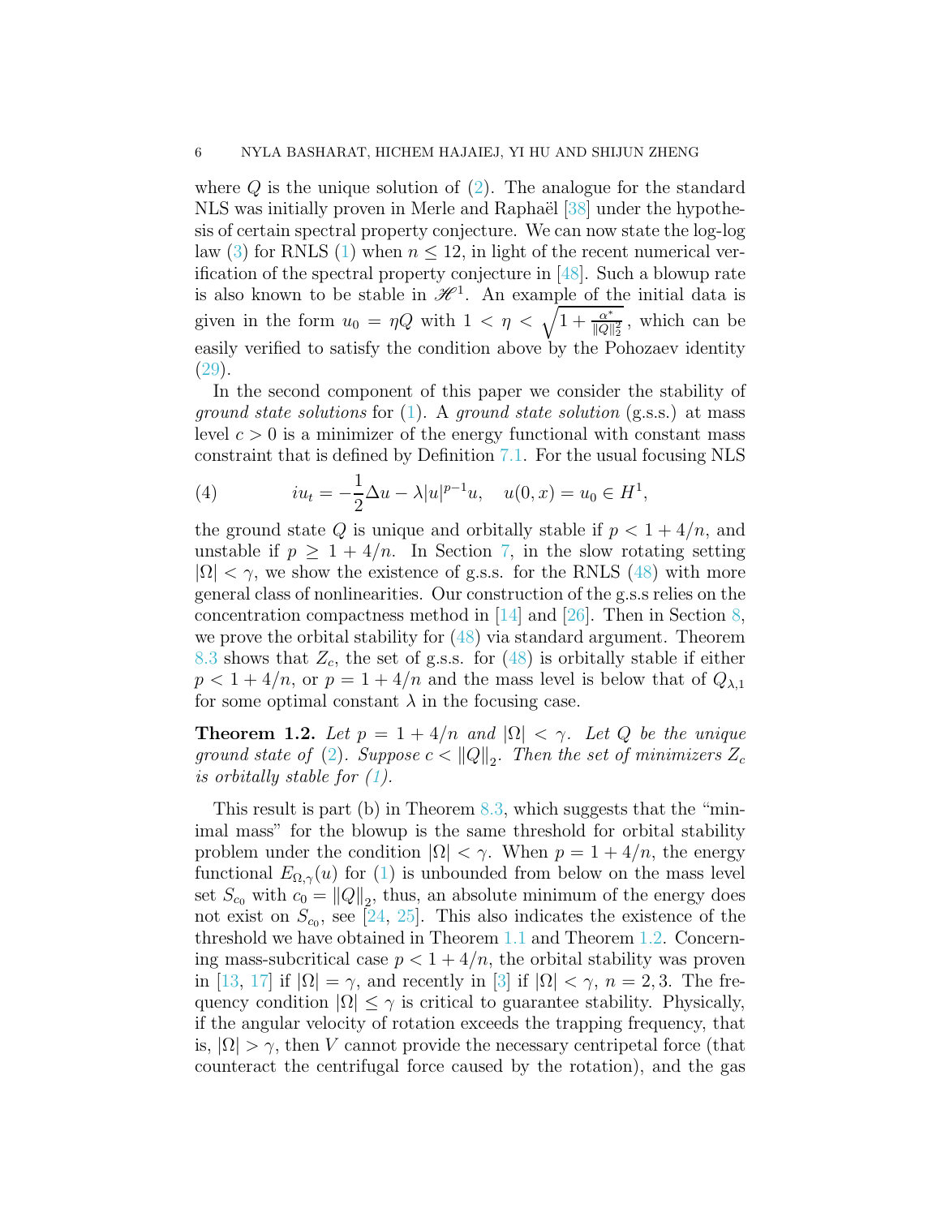where $Q$ is the unique solution of (2). The analogue for the standard NLS was initially proven in Merle and Raphaël [38] under the hypothesis of certain spectral property conjecture. We can now state the log-log law (3) for RNLS (1) when $n \le 12$, in light of the recent numerical verification of the spectral property conjecture in [48]. Such a blowup rate is also known to be stable in $\mathscr{H}^1$. An example of the initial data is given in the form $u_0 = \eta Q$ with $1 < \eta < \sqrt{1 + \frac{\alpha^*}{\|Q\|_2^2}}$, which can be easily verified to satisfy the condition above by the Pohozaev identity (29).

In the second component of this paper we consider the stability of *ground state solutions* for (1). A *ground state solution* (g.s.s.) at mass level $c > 0$ is a minimizer of the energy functional with constant mass constraint that is defined by Definition 7.1. For the usual focusing NLS

$$
iu_t = -\frac{1}{2}\Delta u - \lambda |u|^{p-1} u, \quad u(0,x) = u_0 \in H^1, \tag{4}
$$

the ground state $Q$ is unique and orbitally stable if $p < 1 + 4/n$, and unstable if $p \ge 1 + 4/n$. In Section 7, in the slow rotating setting $|\Omega| < \gamma$, we show the existence of g.s.s. for the RNLS (48) with more general class of nonlinearities. Our construction of the g.s.s relies on the concentration compactness method in [14] and [26]. Then in Section 8, we prove the orbital stability for (48) via standard argument. Theorem 8.3 shows that $Z_c$, the set of g.s.s. for (48) is orbitally stable if either $p < 1 + 4/n$, or $p = 1 + 4/n$ and the mass level is below that of $Q_{\lambda,1}$ for some optimal constant $\lambda$ in the focusing case.

**Theorem 1.2.** *Let $p = 1 + 4/n$ and $|\Omega| < \gamma$. Let $Q$ be the unique ground state of (2). Suppose $c < \|Q\|_2$. Then the set of minimizers $Z_c$ is orbitally stable for (1).*

This result is part (b) in Theorem 8.3, which suggests that the "minimal mass" for the blowup is the same threshold for orbital stability problem under the condition $|\Omega| < \gamma$. When $p = 1 + 4/n$, the energy functional $E_{\Omega,\gamma}(u)$ for (1) is unbounded from below on the mass level set $S_{c_0}$ with $c_0 = \|Q\|_2$, thus, an absolute minimum of the energy does not exist on $S_{c_0}$, see [24, 25]. This also indicates the existence of the threshold we have obtained in Theorem 1.1 and Theorem 1.2. Concerning mass-subcritical case $p < 1 + 4/n$, the orbital stability was proven in [13, 17] if $|\Omega| = \gamma$, and recently in [3] if $|\Omega| < \gamma$, $n = 2, 3$. The frequency condition $|\Omega| \le \gamma$ is critical to guarantee stability. Physically, if the angular velocity of rotation exceeds the trapping frequency, that is, $|\Omega| > \gamma$, then $V$ cannot provide the necessary centripetal force (that counteract the centrifugal force caused by the rotation), and the gas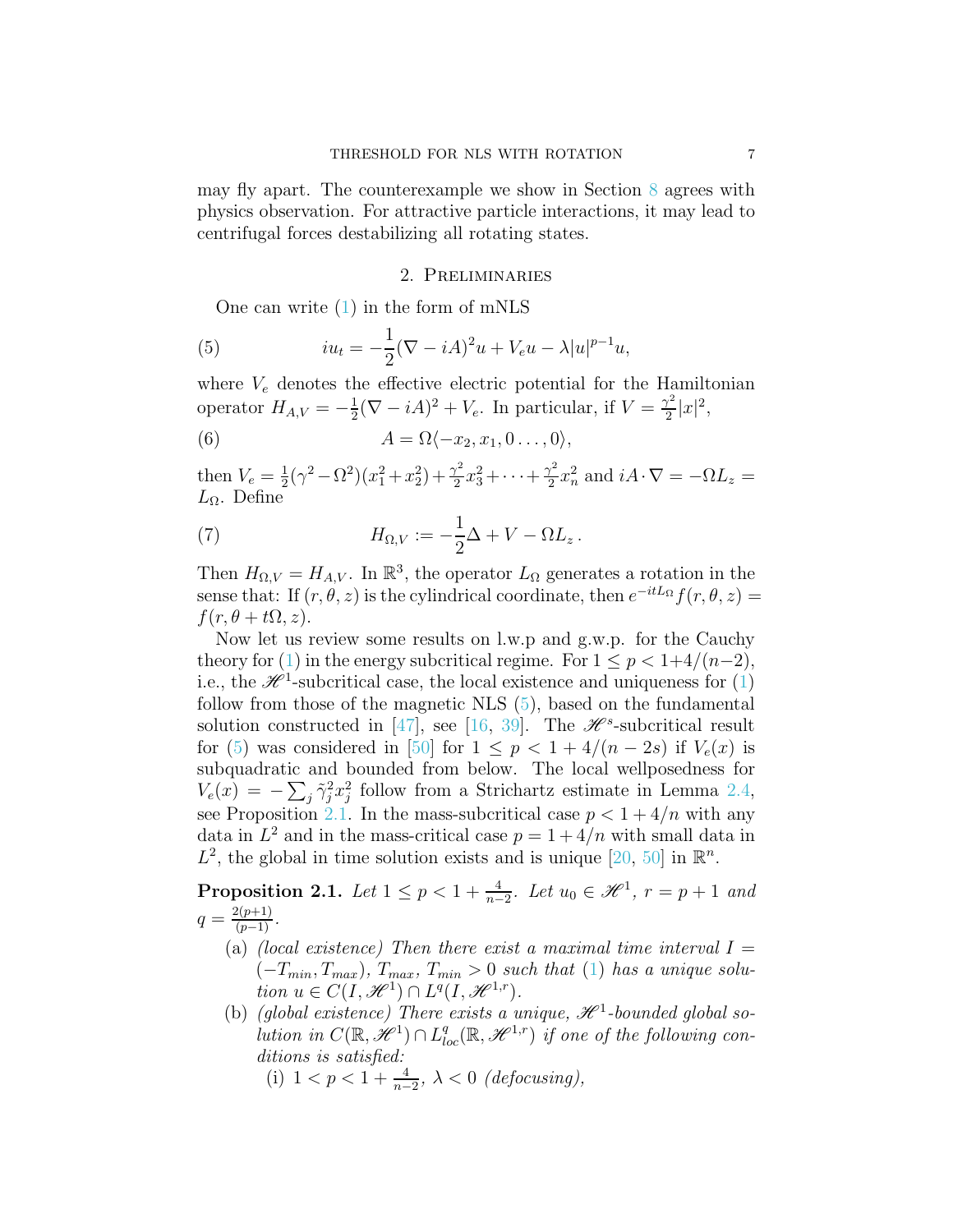may fly apart. The counterexample we show in Section 8 agrees with physics observation. For attractive particle interactions, it may lead to centrifugal forces destabilizing all rotating states.

## 2. Preliminaries

One can write (1) in the form of mNLS

$$iu_t = -\frac{1}{2}(\nabla - iA)^2 u + V_e u - \lambda |u|^{p-1}u, \tag{5}$$

where $V_e$ denotes the effective electric potential for the Hamiltonian operator $H_{A,V} = -\frac{1}{2}(\nabla - iA)^2 + V_e$. In particular, if $V = \frac{\gamma^2}{2}|x|^2$,

$$A = \Omega\langle -x_2, x_1, 0\ldots, 0\rangle, \tag{6}$$

then $V_e = \frac{1}{2}(\gamma^2 - \Omega^2)(x_1^2 + x_2^2) + \frac{\gamma^2}{2}x_3^2 + \cdots + \frac{\gamma^2}{2}x_n^2$ and $iA\cdot\nabla = -\Omega L_z = L_\Omega$. Define

$$H_{\Omega,V} := -\frac{1}{2}\Delta + V - \Omega L_z\,. \tag{7}$$

Then $H_{\Omega,V} = H_{A,V}$. In $\mathbb{R}^3$, the operator $L_\Omega$ generates a rotation in the sense that: If $(r,\theta,z)$ is the cylindrical coordinate, then $e^{-itL_\Omega}f(r,\theta,z) = f(r,\theta + t\Omega, z)$.

Now let us review some results on l.w.p and g.w.p. for the Cauchy theory for (1) in the energy subcritical regime. For $1 \le p < 1+4/(n-2)$, i.e., the $\mathscr{H}^1$-subcritical case, the local existence and uniqueness for (1) follow from those of the magnetic NLS (5), based on the fundamental solution constructed in [47], see [16, 39]. The $\mathscr{H}^s$-subcritical result for (5) was considered in [50] for $1 \le p < 1+4/(n-2s)$ if $V_e(x)$ is subquadratic and bounded from below. The local wellposedness for $V_e(x) = -\sum_j \tilde{\gamma}_j^2 x_j^2$ follow from a Strichartz estimate in Lemma 2.4, see Proposition 2.1. In the mass-subcritical case $p < 1+4/n$ with any data in $L^2$ and in the mass-critical case $p = 1+4/n$ with small data in $L^2$, the global in time solution exists and is unique [20, 50] in $\mathbb{R}^n$.

**Proposition 2.1.** *Let $1 \le p < 1 + \frac{4}{n-2}$. Let $u_0 \in \mathscr{H}^1$, $r = p+1$ and $q = \frac{2(p+1)}{(p-1)}$.*

- (a) *(local existence) Then there exist a maximal time interval $I = (-T_{min}, T_{max})$, $T_{max}$, $T_{min} > 0$ such that (1) has a unique solution $u \in C(I, \mathscr{H}^1) \cap L^q(I, \mathscr{H}^{1,r})$.*
- (b) *(global existence) There exists a unique, $\mathscr{H}^1$-bounded global solution in $C(\mathbb{R}, \mathscr{H}^1) \cap L^q_{loc}(\mathbb{R}, \mathscr{H}^{1,r})$ if one of the following conditions is satisfied:*
  - (i) *$1 < p < 1 + \frac{4}{n-2}$, $\lambda < 0$ (defocusing),*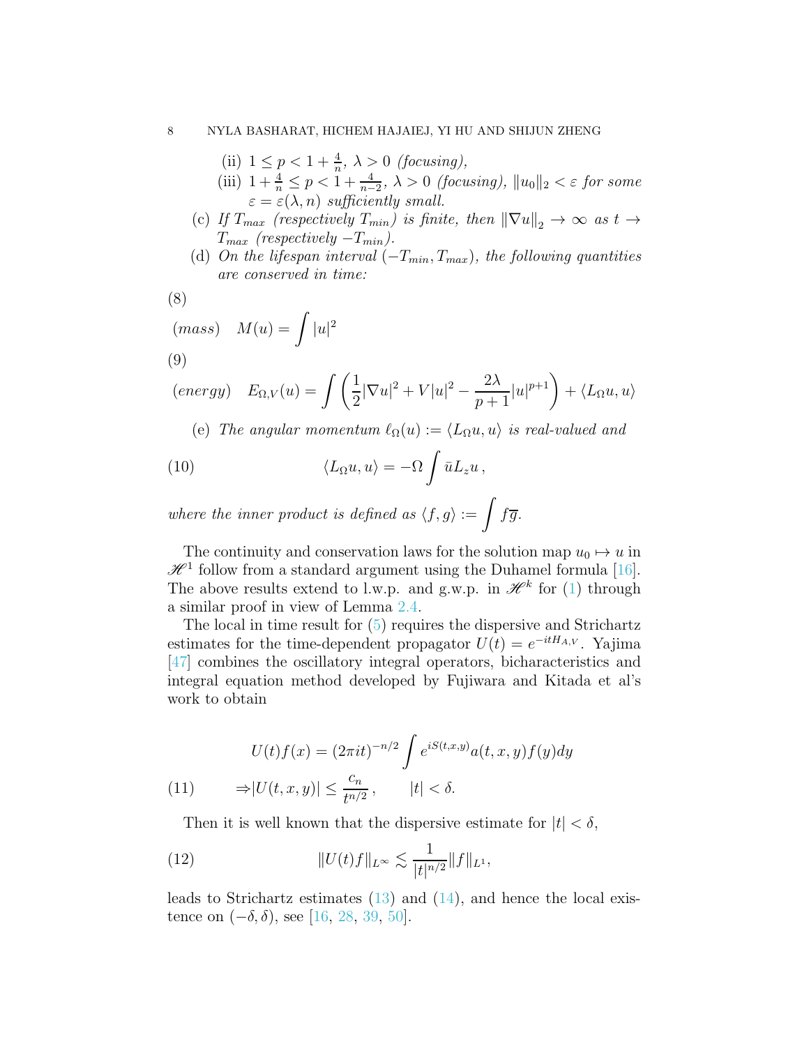(ii) $1 \le p < 1 + \frac{4}{n}$, $\lambda > 0$ *(focusing)*,

(iii) $1 + \frac{4}{n} \le p < 1 + \frac{4}{n-2}$, $\lambda > 0$ *(focusing)*, $\|u_0\|_2 < \varepsilon$ *for some* $\varepsilon = \varepsilon(\lambda, n)$ *sufficiently small.*

(c) *If* $T_{max}$ *(respectively* $T_{min}$*) is finite, then* $\|\nabla u\|_2 \to \infty$ *as* $t \to T_{max}$ *(respectively* $-T_{min}$*).*

(d) *On the lifespan interval* $(-T_{min}, T_{max})$*, the following quantities are conserved in time:*

(8)
$$(mass) \quad M(u) = \int |u|^2$$

(9)
$$(energy) \quad E_{\Omega,V}(u) = \int \left( \frac{1}{2}|\nabla u|^2 + V|u|^2 - \frac{2\lambda}{p+1}|u|^{p+1} \right) + \langle L_\Omega u, u\rangle$$

(e) *The angular momentum* $\ell_\Omega(u) := \langle L_\Omega u, u\rangle$ *is real-valued and*

$$\langle L_\Omega u, u\rangle = -\Omega \int \bar{u} L_z u \,, \tag{10}$$

*where the inner product is defined as* $\langle f, g\rangle := \int f\overline{g}$.

The continuity and conservation laws for the solution map $u_0 \mapsto u$ in $\mathscr{H}^1$ follow from a standard argument using the Duhamel formula [16]. The above results extend to l.w.p. and g.w.p. in $\mathscr{H}^k$ for (1) through a similar proof in view of Lemma 2.4.

The local in time result for (5) requires the dispersive and Strichartz estimates for the time-dependent propagator $U(t) = e^{-itH_{A,V}}$. Yajima [47] combines the oscillatory integral operators, bicharacteristics and integral equation method developed by Fujiwara and Kitada et al's work to obtain

$$U(t)f(x) = (2\pi i t)^{-n/2} \int e^{iS(t,x,y)} a(t,x,y) f(y) dy$$
$$\Rightarrow |U(t,x,y)| \le \frac{c_n}{t^{n/2}}\,, \qquad |t| < \delta. \tag{11}$$

Then it is well known that the dispersive estimate for $|t| < \delta$,

$$\|U(t)f\|_{L^\infty} \lesssim \frac{1}{|t|^{n/2}} \|f\|_{L^1}, \tag{12}$$

leads to Strichartz estimates (13) and (14), and hence the local existence on $(-\delta, \delta)$, see [16, 28, 39, 50].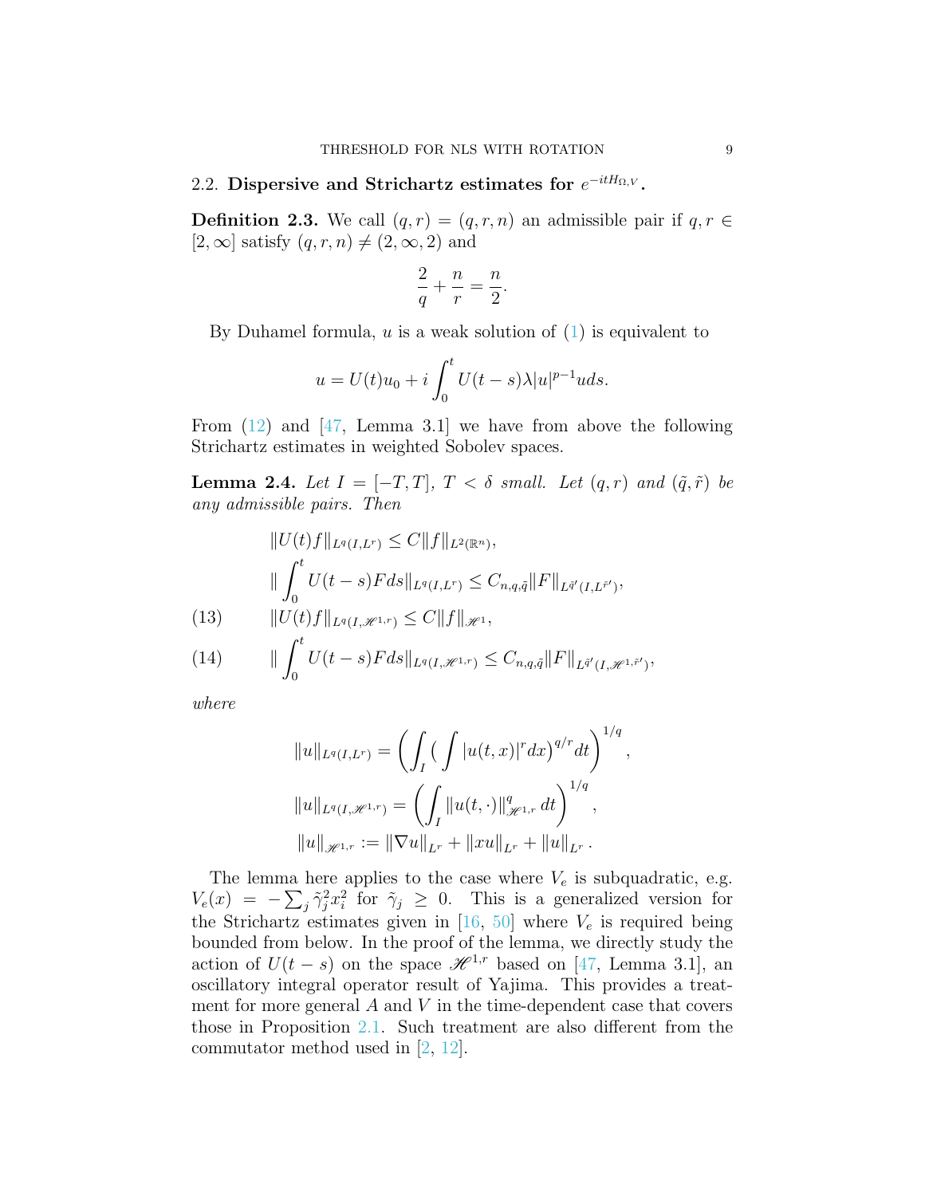### 2.2. Dispersive and Strichartz estimates for $e^{-itH_{\Omega,V}}$.

**Definition 2.3.** We call $(q,r)=(q,r,n)$ an admissible pair if $q,r\in[2,\infty]$ satisfy $(q,r,n)\neq(2,\infty,2)$ and

$$\frac{2}{q}+\frac{n}{r}=\frac{n}{2}.$$

By Duhamel formula, $u$ is a weak solution of (1) is equivalent to

$$u=U(t)u_0+i\int_0^t U(t-s)\lambda|u|^{p-1}u ds.$$

From (12) and [47, Lemma 3.1] we have from above the following Strichartz estimates in weighted Sobolev spaces.

**Lemma 2.4.** *Let $I=[-T,T]$, $T<\delta$ small. Let $(q,r)$ and $(\tilde q,\tilde r)$ be any admissible pairs. Then*

$$\|U(t)f\|_{L^q(I,L^r)}\le C\|f\|_{L^2(\mathbb{R}^n)},$$

$$\|\int_0^t U(t-s)Fds\|_{L^q(I,L^r)}\le C_{n,q,\tilde q}\|F\|_{L^{\tilde q'}(I,L^{\tilde r'})},$$

$$\|U(t)f\|_{L^q(I,\mathscr{H}^{1,r})}\le C\|f\|_{\mathscr{H}^1}, \tag{13}$$

$$\|\int_0^t U(t-s)Fds\|_{L^q(I,\mathscr{H}^{1,r})}\le C_{n,q,\tilde q}\|F\|_{L^{\tilde q'}(I,\mathscr{H}^{1,\tilde r'})}, \tag{14}$$

*where*

$$\|u\|_{L^q(I,L^r)}=\left(\int_I\big(\int|u(t,x)|^r dx\big)^{q/r}dt\right)^{1/q},$$

$$\|u\|_{L^q(I,\mathscr{H}^{1,r})}=\left(\int_I\|u(t,\cdot)\|^q_{\mathscr{H}^{1,r}}\,dt\right)^{1/q},$$

$$\|u\|_{\mathscr{H}^{1,r}}:=\|\nabla u\|_{L^r}+\|xu\|_{L^r}+\|u\|_{L^r}.$$

The lemma here applies to the case where $V_e$ is subquadratic, e.g. $V_e(x)=-\sum_j\tilde\gamma_j^2x_i^2$ for $\tilde\gamma_j\ge 0$. This is a generalized version for the Strichartz estimates given in [16, 50] where $V_e$ is required being bounded from below. In the proof of the lemma, we directly study the action of $U(t-s)$ on the space $\mathscr{H}^{1,r}$ based on [47, Lemma 3.1], an oscillatory integral operator result of Yajima. This provides a treatment for more general $A$ and $V$ in the time-dependent case that covers those in Proposition 2.1. Such treatment are also different from the commutator method used in [2, 12].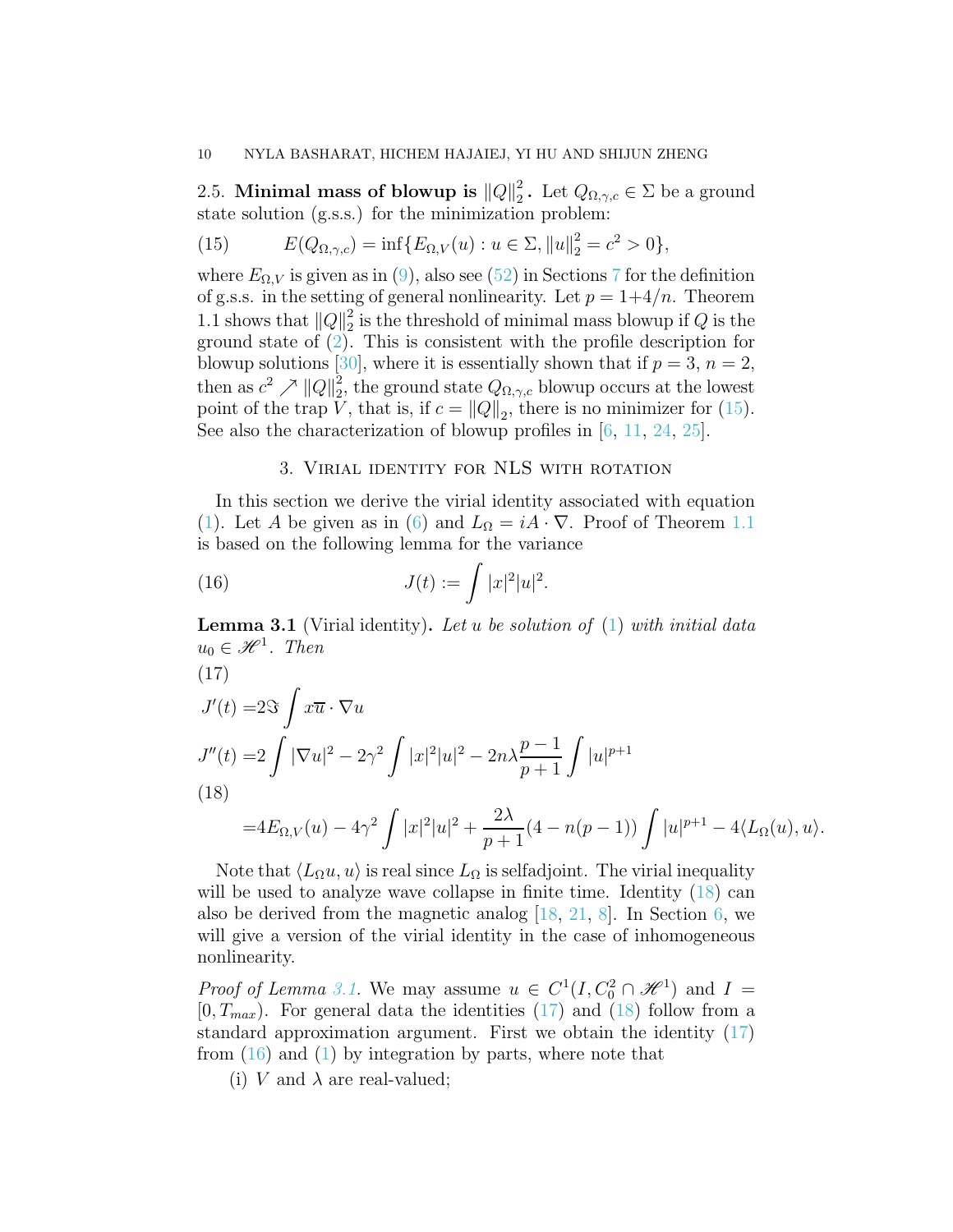2.5. **Minimal mass of blowup is $\|Q\|_2^2$.** Let $Q_{\Omega,\gamma,c} \in \Sigma$ be a ground state solution (g.s.s.) for the minimization problem:

$$E(Q_{\Omega,\gamma,c}) = \inf\{E_{\Omega,V}(u) : u \in \Sigma, \|u\|_2^2 = c^2 > 0\}, \tag{15}$$

where $E_{\Omega,V}$ is given as in (9), also see (52) in Sections 7 for the definition of g.s.s. in the setting of general nonlinearity. Let $p = 1+4/n$. Theorem 1.1 shows that $\|Q\|_2^2$ is the threshold of minimal mass blowup if $Q$ is the ground state of (2). This is consistent with the profile description for blowup solutions [30], where it is essentially shown that if $p = 3$, $n = 2$, then as $c^2 \nearrow \|Q\|_2^2$, the ground state $Q_{\Omega,\gamma,c}$ blowup occurs at the lowest point of the trap $V$, that is, if $c = \|Q\|_2$, there is no minimizer for (15). See also the characterization of blowup profiles in [6, 11, 24, 25].

## 3. Virial identity for NLS with rotation

In this section we derive the virial identity associated with equation (1). Let $A$ be given as in (6) and $L_\Omega = iA \cdot \nabla$. Proof of Theorem 1.1 is based on the following lemma for the variance

$$J(t) := \int |x|^2 |u|^2. \tag{16}$$

**Lemma 3.1** (Virial identity)**.** *Let $u$ be solution of (1) with initial data $u_0 \in \mathscr{H}^1$. Then*

$$J'(t) = 2\Im \int x\overline{u} \cdot \nabla u \tag{17}$$

$$J''(t) = 2\int |\nabla u|^2 - 2\gamma^2 \int |x|^2|u|^2 - 2n\lambda \frac{p-1}{p+1} \int |u|^{p+1}$$

$$= 4E_{\Omega,V}(u) - 4\gamma^2 \int |x|^2|u|^2 + \frac{2\lambda}{p+1}(4 - n(p-1)) \int |u|^{p+1} - 4\langle L_\Omega(u), u\rangle. \tag{18}$$

Note that $\langle L_\Omega u, u\rangle$ is real since $L_\Omega$ is selfadjoint. The virial inequality will be used to analyze wave collapse in finite time. Identity (18) can also be derived from the magnetic analog [18, 21, 8]. In Section 6, we will give a version of the virial identity in the case of inhomogeneous nonlinearity.

*Proof of Lemma 3.1.* We may assume $u \in C^1(I, C_0^2 \cap \mathscr{H}^1)$ and $I = [0, T_{max})$. For general data the identities (17) and (18) follow from a standard approximation argument. First we obtain the identity (17) from (16) and (1) by integration by parts, where note that

(i) $V$ and $\lambda$ are real-valued;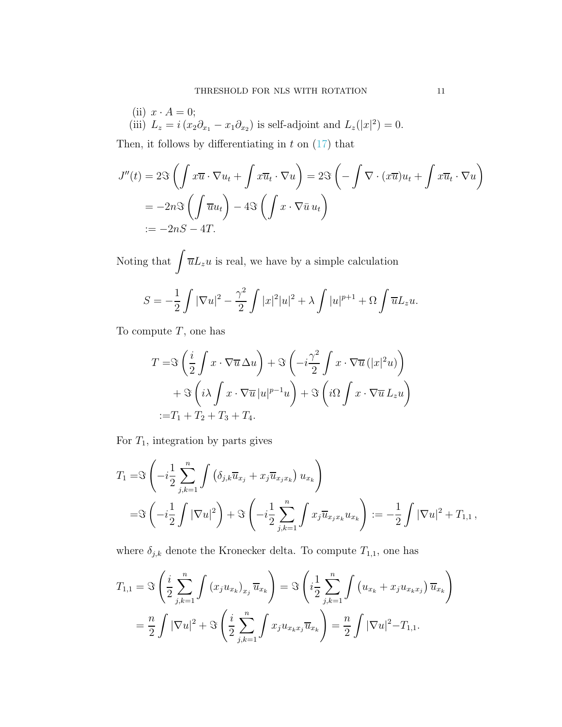(ii) $x \cdot A = 0$;
(iii) $L_z = i\,(x_2\partial_{x_1} - x_1\partial_{x_2})$ is self-adjoint and $L_z(|x|^2) = 0$.

Then, it follows by differentiating in $t$ on (17) that

$$
\begin{aligned}
J''(t) &= 2\Im\left(\int x\overline{u}\cdot\nabla u_t + \int x\overline{u}_t\cdot\nabla u\right) = 2\Im\left(-\int \nabla\cdot(x\overline{u})u_t + \int x\overline{u}_t\cdot\nabla u\right)\\
&= -2n\Im\left(\int \overline{u}u_t\right) - 4\Im\left(\int x\cdot\nabla\bar{u}\,u_t\right)\\
&:= -2nS - 4T.
\end{aligned}
$$

Noting that $\displaystyle\int \overline{u}L_z u$ is real, we have by a simple calculation

$$
S = -\frac{1}{2}\int|\nabla u|^2 - \frac{\gamma^2}{2}\int|x|^2|u|^2 + \lambda\int|u|^{p+1} + \Omega\int\overline{u}L_z u.
$$

To compute $T$, one has

$$
\begin{aligned}
T =&\Im\left(\frac{i}{2}\int x\cdot\nabla\overline{u}\,\Delta u\right) + \Im\left(-i\frac{\gamma^2}{2}\int x\cdot\nabla\overline{u}\,(|x|^2u)\right)\\
&+\Im\left(i\lambda\int x\cdot\nabla\overline{u}\,|u|^{p-1}u\right) + \Im\left(i\Omega\int x\cdot\nabla\overline{u}\,L_z u\right)\\
:=&T_1 + T_2 + T_3 + T_4.
\end{aligned}
$$

For $T_1$, integration by parts gives

$$
\begin{aligned}
T_1 =&\Im\left(-i\frac{1}{2}\sum_{j,k=1}^{n}\int\left(\delta_{j,k}\overline{u}_{x_j} + x_j\overline{u}_{x_jx_k}\right)u_{x_k}\right)\\
=&\Im\left(-i\frac{1}{2}\int|\nabla u|^2\right) + \Im\left(-i\frac{1}{2}\sum_{j,k=1}^{n}\int x_j\overline{u}_{x_jx_k}u_{x_k}\right) := -\frac{1}{2}\int|\nabla u|^2 + T_{1,1}\,,
\end{aligned}
$$

where $\delta_{j,k}$ denote the Kronecker delta. To compute $T_{1,1}$, one has

$$
\begin{aligned}
T_{1,1} &= \Im\left(\frac{i}{2}\sum_{j,k=1}^{n}\int\left(x_ju_{x_k}\right)_{x_j}\overline{u}_{x_k}\right) = \Im\left(i\frac{1}{2}\sum_{j,k=1}^{n}\int\left(u_{x_k} + x_ju_{x_kx_j}\right)\overline{u}_{x_k}\right)\\
&= \frac{n}{2}\int|\nabla u|^2 + \Im\left(\frac{i}{2}\sum_{j,k=1}^{n}\int x_ju_{x_kx_j}\overline{u}_{x_k}\right) = \frac{n}{2}\int|\nabla u|^2 - T_{1,1}.
\end{aligned}
$$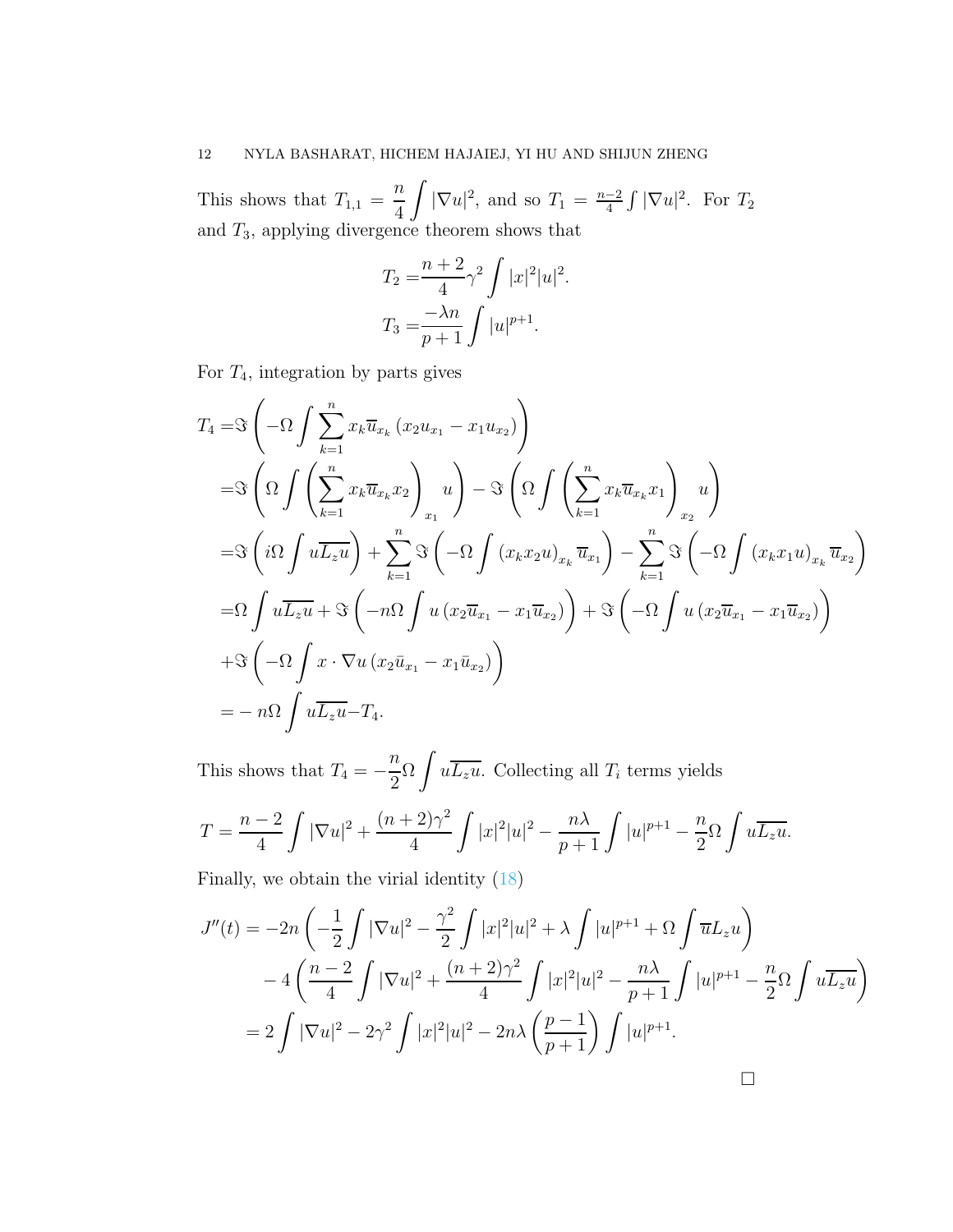This shows that $T_{1,1} = \dfrac{n}{4}\displaystyle\int |\nabla u|^2$, and so $T_1 = \frac{n-2}{4}\int |\nabla u|^2$. For $T_2$ and $T_3$, applying divergence theorem shows that

$$
\begin{aligned}
T_2 =& \frac{n+2}{4}\gamma^2 \int |x|^2 |u|^2. \\
T_3 =& \frac{-\lambda n}{p+1} \int |u|^{p+1}.
\end{aligned}
$$

For $T_4$, integration by parts gives

$$
\begin{aligned}
T_4 =& \Im\left(-\Omega \int \sum_{k=1}^{n} x_k \overline{u}_{x_k} \left(x_2 u_{x_1} - x_1 u_{x_2}\right)\right) \\
=& \Im\left(\Omega \int \left(\sum_{k=1}^{n} x_k \overline{u}_{x_k} x_2\right)_{x_1} u\right) - \Im\left(\Omega \int \left(\sum_{k=1}^{n} x_k \overline{u}_{x_k} x_1\right)_{x_2} u\right) \\
=& \Im\left(i\Omega \int u\overline{L_z u}\right) + \sum_{k=1}^{n} \Im\left(-\Omega \int \left(x_k x_2 u\right)_{x_k} \overline{u}_{x_1}\right) - \sum_{k=1}^{n} \Im\left(-\Omega \int \left(x_k x_1 u\right)_{x_k} \overline{u}_{x_2}\right) \\
=& \Omega \int u\overline{L_z u} + \Im\left(-n\Omega \int u \left(x_2 \overline{u}_{x_1} - x_1 \overline{u}_{x_2}\right)\right) + \Im\left(-\Omega \int u \left(x_2 \overline{u}_{x_1} - x_1 \overline{u}_{x_2}\right)\right) \\
&+ \Im\left(-\Omega \int x \cdot \nabla u \left(x_2 \bar{u}_{x_1} - x_1 \bar{u}_{x_2}\right)\right) \\
=& -n\Omega \int u\overline{L_z u} - T_4.
\end{aligned}
$$

This shows that $T_4 = -\dfrac{n}{2}\Omega \displaystyle\int u\overline{L_z u}$. Collecting all $T_i$ terms yields

$$
T = \frac{n-2}{4}\int |\nabla u|^2 + \frac{(n+2)\gamma^2}{4}\int |x|^2|u|^2 - \frac{n\lambda}{p+1}\int |u|^{p+1} - \frac{n}{2}\Omega \int u\overline{L_z u}.
$$

Finally, we obtain the virial identity (18)

$$
\begin{aligned}
J''(t) =& -2n\left(-\frac{1}{2}\int |\nabla u|^2 - \frac{\gamma^2}{2}\int |x|^2|u|^2 + \lambda \int |u|^{p+1} + \Omega \int \overline{u} L_z u\right) \\
&- 4\left(\frac{n-2}{4}\int |\nabla u|^2 + \frac{(n+2)\gamma^2}{4}\int |x|^2|u|^2 - \frac{n\lambda}{p+1}\int |u|^{p+1} - \frac{n}{2}\Omega \int u\overline{L_z u}\right) \\
=& 2\int |\nabla u|^2 - 2\gamma^2 \int |x|^2|u|^2 - 2n\lambda\left(\frac{p-1}{p+1}\right)\int |u|^{p+1}.
\end{aligned}
$$

□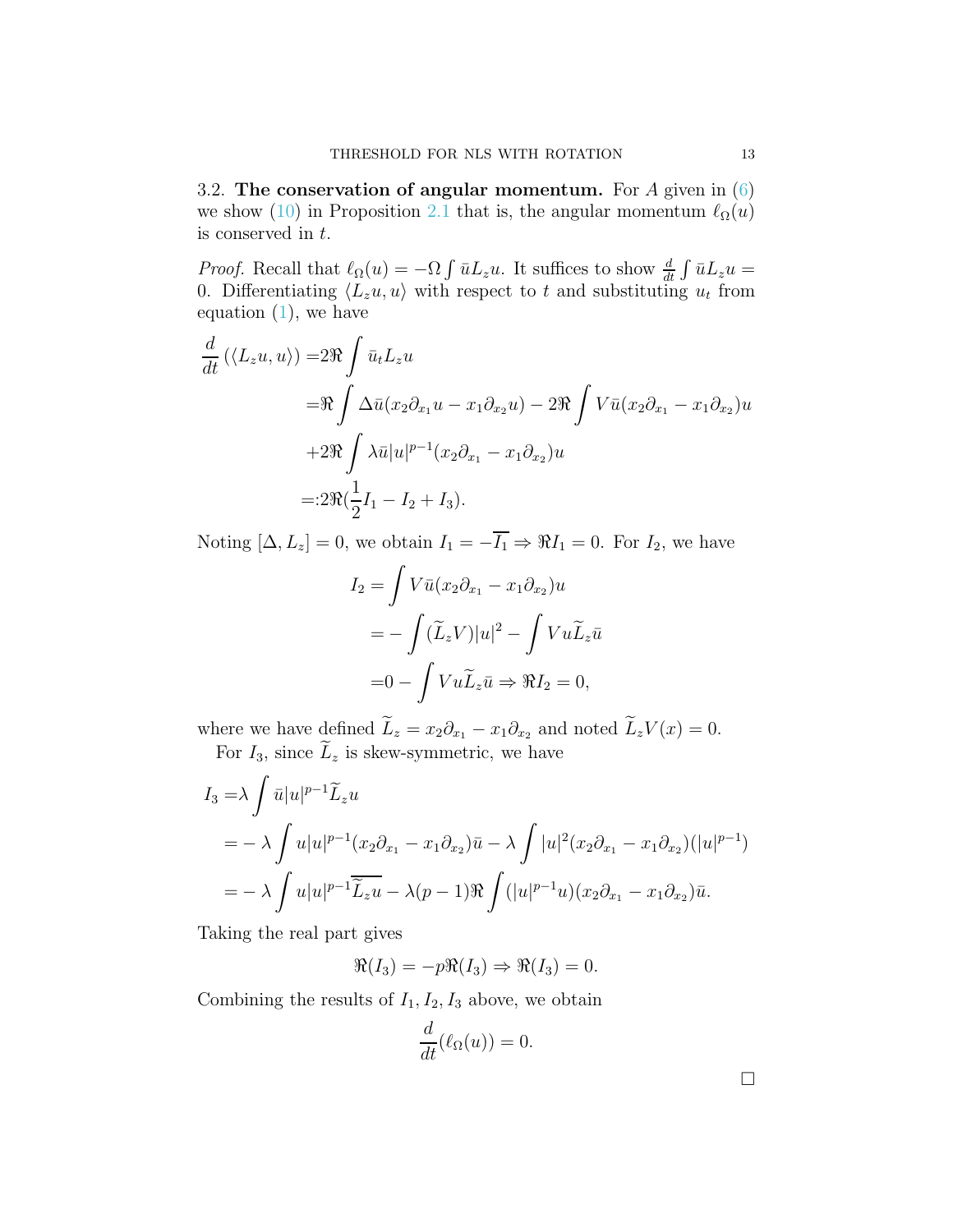3.2. **The conservation of angular momentum.** For $A$ given in (6) we show (10) in Proposition 2.1 that is, the angular momentum $\ell_\Omega(u)$ is conserved in $t$.

*Proof.* Recall that $\ell_\Omega(u) = -\Omega \int \bar{u} L_z u$. It suffices to show $\frac{d}{dt}\int \bar{u} L_z u = 0$. Differentiating $\langle L_z u, u\rangle$ with respect to $t$ and substituting $u_t$ from equation (1), we have

$$
\begin{aligned}
\frac{d}{dt}\left(\langle L_z u, u\rangle\right) =& 2\Re \int \bar{u}_t L_z u \\
=& \Re \int \Delta \bar{u} (x_2 \partial_{x_1} u - x_1 \partial_{x_2} u) - 2\Re \int V \bar{u} (x_2 \partial_{x_1} - x_1 \partial_{x_2}) u \\
&+ 2\Re \int \lambda \bar{u} |u|^{p-1} (x_2 \partial_{x_1} - x_1 \partial_{x_2}) u \\
=&: 2\Re(\frac{1}{2} I_1 - I_2 + I_3).
\end{aligned}
$$

Noting $[\Delta, L_z] = 0$, we obtain $I_1 = -\overline{I_1} \Rightarrow \Re I_1 = 0$. For $I_2$, we have

$$
\begin{aligned}
I_2 =& \int V \bar{u} (x_2 \partial_{x_1} - x_1 \partial_{x_2}) u \\
=& -\int (\widetilde{L}_z V) |u|^2 - \int V u \widetilde{L}_z \bar{u} \\
=& 0 - \int V u \widetilde{L}_z \bar{u} \Rightarrow \Re I_2 = 0,
\end{aligned}
$$

where we have defined $\widetilde{L}_z = x_2 \partial_{x_1} - x_1 \partial_{x_2}$ and noted $\widetilde{L}_z V(x) = 0$.

For $I_3$, since $\widetilde{L}_z$ is skew-symmetric, we have

$$
\begin{aligned}
I_3 =& \lambda \int \bar{u} |u|^{p-1} \widetilde{L}_z u \\
=& -\lambda \int u |u|^{p-1} (x_2 \partial_{x_1} - x_1 \partial_{x_2}) \bar{u} - \lambda \int |u|^2 (x_2 \partial_{x_1} - x_1 \partial_{x_2})(|u|^{p-1}) \\
=& -\lambda \int u |u|^{p-1} \overline{\widetilde{L}_z u} - \lambda (p-1) \Re \int (|u|^{p-1} u)(x_2 \partial_{x_1} - x_1 \partial_{x_2}) \bar{u}.
\end{aligned}
$$

Taking the real part gives

$$
\Re(I_3) = -p \Re(I_3) \Rightarrow \Re(I_3) = 0.
$$

Combining the results of $I_1, I_2, I_3$ above, we obtain

$$
\frac{d}{dt}(\ell_\Omega(u)) = 0.
$$

□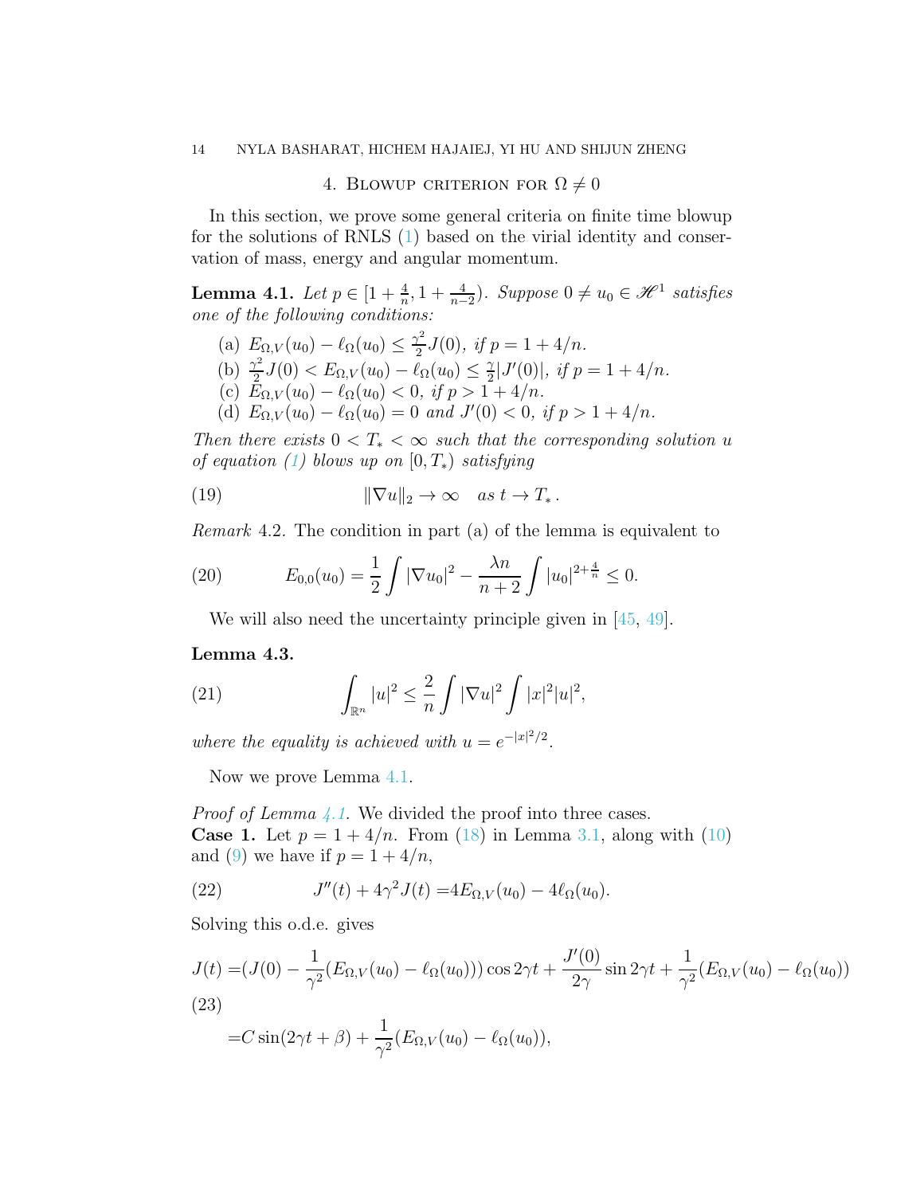## 4. Blowup criterion for $\Omega \neq 0$

In this section, we prove some general criteria on finite time blowup for the solutions of RNLS (1) based on the virial identity and conservation of mass, energy and angular momentum.

**Lemma 4.1.** *Let $p \in [1+\frac{4}{n}, 1+\frac{4}{n-2})$. Suppose $0 \neq u_0 \in \mathscr{H}^1$ satisfies one of the following conditions:*

- (a) $E_{\Omega,V}(u_0) - \ell_\Omega(u_0) \leq \frac{\gamma^2}{2} J(0)$, *if $p = 1 + 4/n$.*
- (b) $\frac{\gamma^2}{2} J(0) < E_{\Omega,V}(u_0) - \ell_\Omega(u_0) \leq \frac{\gamma}{2}|J'(0)|$, *if $p = 1 + 4/n$.*
- (c) $E_{\Omega,V}(u_0) - \ell_\Omega(u_0) < 0$, *if $p > 1 + 4/n$.*
- (d) $E_{\Omega,V}(u_0) - \ell_\Omega(u_0) = 0$ *and $J'(0) < 0$, if $p > 1 + 4/n$.*

*Then there exists $0 < T_* < \infty$ such that the corresponding solution $u$ of equation (1) blows up on $[0, T_*)$ satisfying*

$$\|\nabla u\|_2 \to \infty \quad \text{as } t \to T_* . \tag{19}$$

*Remark* 4.2. The condition in part (a) of the lemma is equivalent to

$$E_{0,0}(u_0) = \frac{1}{2}\int |\nabla u_0|^2 - \frac{\lambda n}{n+2}\int |u_0|^{2+\frac{4}{n}} \leq 0. \tag{20}$$

We will also need the uncertainty principle given in [45, 49].

**Lemma 4.3.**

$$\int_{\mathbb{R}^n} |u|^2 \leq \frac{2}{n}\int |\nabla u|^2 \int |x|^2 |u|^2, \tag{21}$$

*where the equality is achieved with $u = e^{-|x|^2/2}$.*

Now we prove Lemma 4.1.

*Proof of Lemma 4.1.* We divided the proof into three cases.
**Case 1.** Let $p = 1 + 4/n$. From (18) in Lemma 3.1, along with (10) and (9) we have if $p = 1 + 4/n$,

$$J''(t) + 4\gamma^2 J(t) = 4E_{\Omega,V}(u_0) - 4\ell_\Omega(u_0). \tag{22}$$

Solving this o.d.e. gives

$$\begin{aligned} J(t) =& (J(0) - \frac{1}{\gamma^2}(E_{\Omega,V}(u_0) - \ell_\Omega(u_0)))\cos 2\gamma t + \frac{J'(0)}{2\gamma}\sin 2\gamma t + \frac{1}{\gamma^2}(E_{\Omega,V}(u_0) - \ell_\Omega(u_0)) \\ =& C\sin(2\gamma t + \beta) + \frac{1}{\gamma^2}(E_{\Omega,V}(u_0) - \ell_\Omega(u_0)), \end{aligned} \tag{23}$$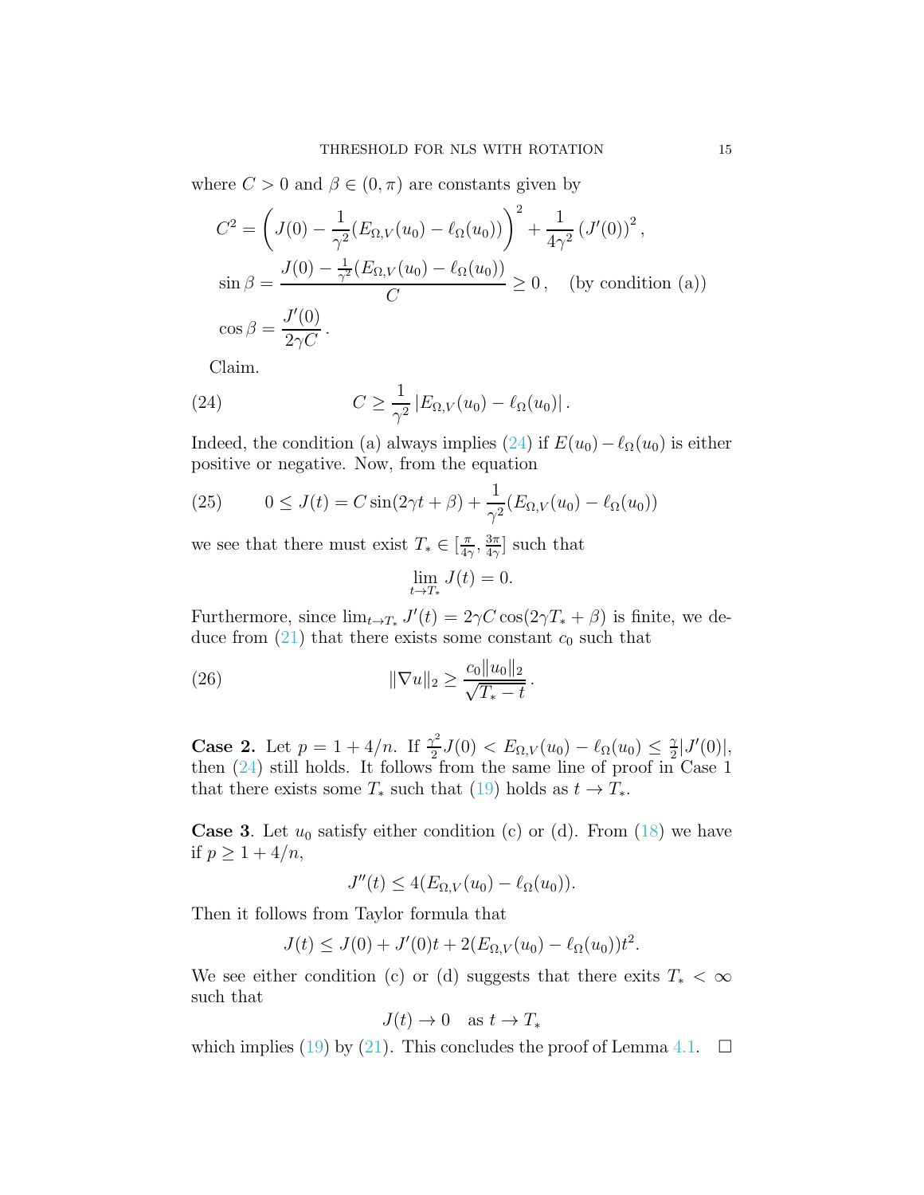where $C > 0$ and $\beta \in (0, \pi)$ are constants given by

$$
\begin{aligned}
C^2 &= \left( J(0) - \frac{1}{\gamma^2}(E_{\Omega,V}(u_0) - \ell_\Omega(u_0)) \right)^2 + \frac{1}{4\gamma^2} \left( J'(0) \right)^2, \\
\sin\beta &= \frac{J(0) - \frac{1}{\gamma^2}(E_{\Omega,V}(u_0) - \ell_\Omega(u_0))}{C} \geq 0\,, \quad \text{(by condition (a))} \\
\cos\beta &= \frac{J'(0)}{2\gamma C}\,.
\end{aligned}
$$

Claim.

$$
C \geq \frac{1}{\gamma^2} \left| E_{\Omega,V}(u_0) - \ell_\Omega(u_0) \right|. \tag{24}
$$

Indeed, the condition (a) always implies (24) if $E(u_0) - \ell_\Omega(u_0)$ is either positive or negative. Now, from the equation

$$
0 \leq J(t) = C \sin(2\gamma t + \beta) + \frac{1}{\gamma^2}(E_{\Omega,V}(u_0) - \ell_\Omega(u_0)) \tag{25}
$$

we see that there must exist $T_* \in [\frac{\pi}{4\gamma}, \frac{3\pi}{4\gamma}]$ such that

$$
\lim_{t \to T_*} J(t) = 0.
$$

Furthermore, since $\lim_{t \to T_*} J'(t) = 2\gamma C \cos(2\gamma T_* + \beta)$ is finite, we deduce from (21) that there exists some constant $c_0$ such that

$$
\|\nabla u\|_2 \geq \frac{c_0 \|u_0\|_2}{\sqrt{T_* - t}}\,. \tag{26}
$$

**Case 2.** Let $p = 1 + 4/n$. If $\frac{\gamma^2}{2} J(0) < E_{\Omega,V}(u_0) - \ell_\Omega(u_0) \leq \frac{\gamma}{2} |J'(0)|$, then (24) still holds. It follows from the same line of proof in Case 1 that there exists some $T_*$ such that (19) holds as $t \to T_*$.

**Case 3**. Let $u_0$ satisfy either condition (c) or (d). From (18) we have if $p \geq 1 + 4/n$,

$$
J''(t) \leq 4(E_{\Omega,V}(u_0) - \ell_\Omega(u_0)).
$$

Then it follows from Taylor formula that

$$
J(t) \leq J(0) + J'(0)t + 2(E_{\Omega,V}(u_0) - \ell_\Omega(u_0))t^2.
$$

We see either condition (c) or (d) suggests that there exits $T_* < \infty$ such that

$$
J(t) \to 0 \quad \text{as } t \to T_*
$$

which implies (19) by (21). This concludes the proof of Lemma 4.1. $\square$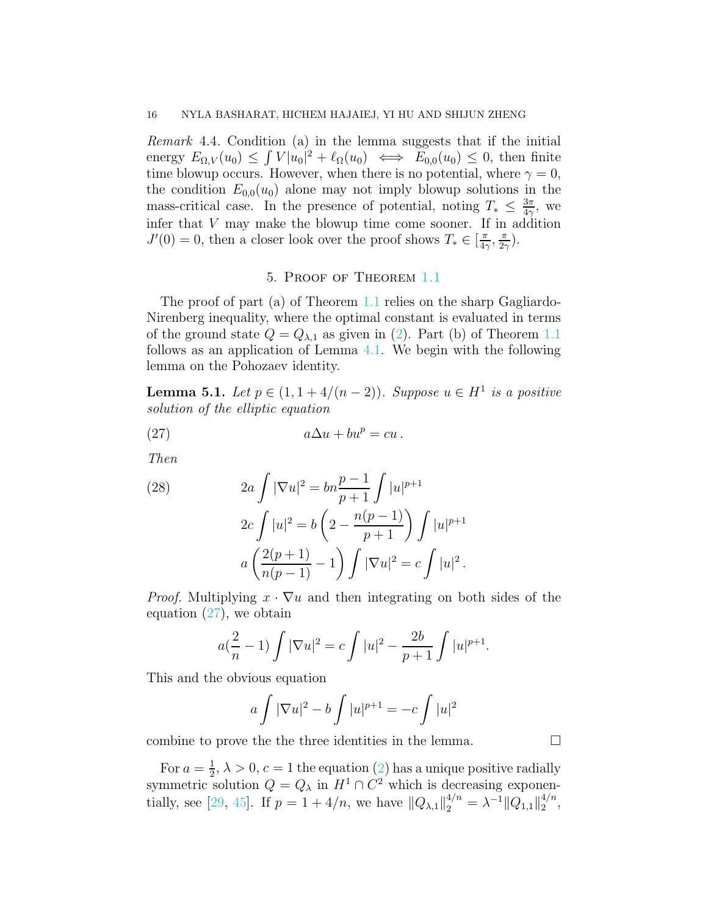*Remark* 4.4. Condition (a) in the lemma suggests that if the initial energy $E_{\Omega,V}(u_0) \le \int V|u_0|^2 + \ell_\Omega(u_0) \iff E_{0,0}(u_0) \le 0$, then finite time blowup occurs. However, when there is no potential, where $\gamma = 0$, the condition $E_{0,0}(u_0)$ alone may not imply blowup solutions in the mass-critical case. In the presence of potential, noting $T_* \le \frac{3\pi}{4\gamma}$, we infer that $V$ may make the blowup time come sooner. If in addition $J'(0) = 0$, then a closer look over the proof shows $T_* \in [\frac{\pi}{4\gamma}, \frac{\pi}{2\gamma})$.

## 5. Proof of Theorem 1.1

The proof of part (a) of Theorem 1.1 relies on the sharp Gagliardo-Nirenberg inequality, where the optimal constant is evaluated in terms of the ground state $Q = Q_{\lambda,1}$ as given in (2). Part (b) of Theorem 1.1 follows as an application of Lemma 4.1. We begin with the following lemma on the Pohozaev identity.

**Lemma 5.1.** *Let $p \in (1, 1 + 4/(n-2))$. Suppose $u \in H^1$ is a positive solution of the elliptic equation*

$$a\Delta u + bu^p = cu\,. \tag{27}$$

*Then*

$$\begin{aligned} 2a\int |\nabla u|^2 &= bn\frac{p-1}{p+1}\int |u|^{p+1} \\ 2c\int |u|^2 &= b\left(2 - \frac{n(p-1)}{p+1}\right)\int |u|^{p+1} \\ a\left(\frac{2(p+1)}{n(p-1)} - 1\right)\int |\nabla u|^2 &= c\int |u|^2\,. \end{aligned} \tag{28}$$

*Proof.* Multiplying $x \cdot \nabla u$ and then integrating on both sides of the equation (27), we obtain

$$a(\frac{2}{n} - 1)\int |\nabla u|^2 = c\int |u|^2 - \frac{2b}{p+1}\int |u|^{p+1}.$$

This and the obvious equation

$$a\int |\nabla u|^2 - b\int |u|^{p+1} = -c\int |u|^2$$

combine to prove the the three identities in the lemma. $\square$

For $a = \frac{1}{2}$, $\lambda > 0$, $c = 1$ the equation (2) has a unique positive radially symmetric solution $Q = Q_\lambda$ in $H^1 \cap C^2$ which is decreasing exponentially, see [29, 45]. If $p = 1 + 4/n$, we have $\|Q_{\lambda,1}\|_2^{4/n} = \lambda^{-1}\|Q_{1,1}\|_2^{4/n}$,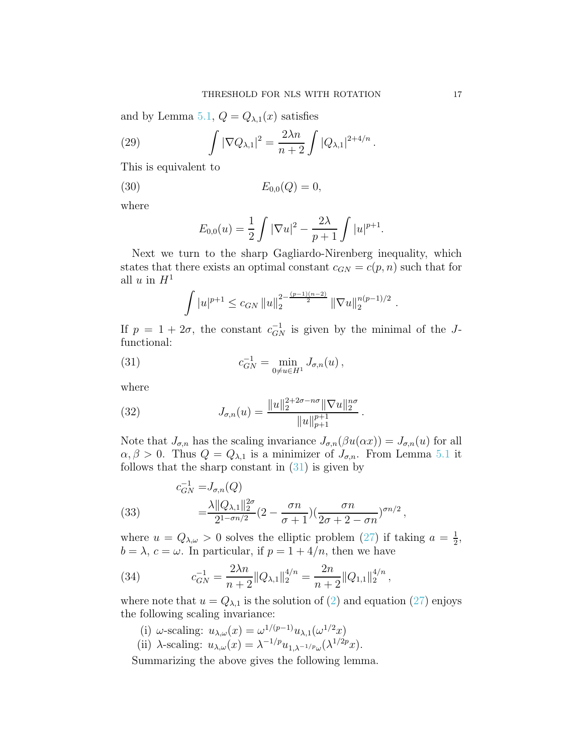and by Lemma 5.1, $Q = Q_{\lambda,1}(x)$ satisfies

$$\int |\nabla Q_{\lambda,1}|^2 = \frac{2\lambda n}{n+2} \int |Q_{\lambda,1}|^{2+4/n} . \tag{29}$$

This is equivalent to

$$E_{0,0}(Q) = 0, \tag{30}$$

where

$$E_{0,0}(u) = \frac{1}{2} \int |\nabla u|^2 - \frac{2\lambda}{p+1} \int |u|^{p+1}.$$

Next we turn to the sharp Gagliardo-Nirenberg inequality, which states that there exists an optimal constant $c_{GN} = c(p,n)$ such that for all $u$ in $H^1$

$$\int |u|^{p+1} \leq c_{GN} \, \|u\|_2^{2-\frac{(p-1)(n-2)}{2}} \, \|\nabla u\|_2^{n(p-1)/2} .$$

If $p = 1+2\sigma$, the constant $c_{GN}^{-1}$ is given by the minimal of the $J$-functional:

$$c_{GN}^{-1} = \min_{0 \neq u \in H^1} J_{\sigma,n}(u) , \tag{31}$$

where

$$J_{\sigma,n}(u) = \frac{\|u\|_2^{2+2\sigma-n\sigma} \|\nabla u\|_2^{n\sigma}}{\|u\|_{p+1}^{p+1}} . \tag{32}$$

Note that $J_{\sigma,n}$ has the scaling invariance $J_{\sigma,n}(\beta u(\alpha x)) = J_{\sigma,n}(u)$ for all $\alpha, \beta > 0$. Thus $Q = Q_{\lambda,1}$ is a minimizer of $J_{\sigma,n}$. From Lemma 5.1 it follows that the sharp constant in (31) is given by

$$\begin{aligned} c_{GN}^{-1} =& J_{\sigma,n}(Q) \\ =& \frac{\lambda \|Q_{\lambda,1}\|_2^{2\sigma}}{2^{1-\sigma n/2}} (2 - \frac{\sigma n}{\sigma+1})(\frac{\sigma n}{2\sigma+2-\sigma n})^{\sigma n/2} , \end{aligned} \tag{33}$$

where $u = Q_{\lambda,\omega} > 0$ solves the elliptic problem (27) if taking $a = \frac{1}{2}$, $b = \lambda$, $c = \omega$. In particular, if $p = 1 + 4/n$, then we have

$$c_{GN}^{-1} = \frac{2\lambda n}{n+2} \|Q_{\lambda,1}\|_2^{4/n} = \frac{2n}{n+2} \|Q_{1,1}\|_2^{4/n} , \tag{34}$$

where note that $u = Q_{\lambda,1}$ is the solution of (2) and equation (27) enjoys the following scaling invariance:

(i) $\omega$-scaling: $u_{\lambda,\omega}(x) = \omega^{1/(p-1)} u_{\lambda,1}(\omega^{1/2} x)$

(ii) $\lambda$-scaling: $u_{\lambda,\omega}(x) = \lambda^{-1/p} u_{1,\lambda^{-1/p}\omega}(\lambda^{1/2p} x)$.

Summarizing the above gives the following lemma.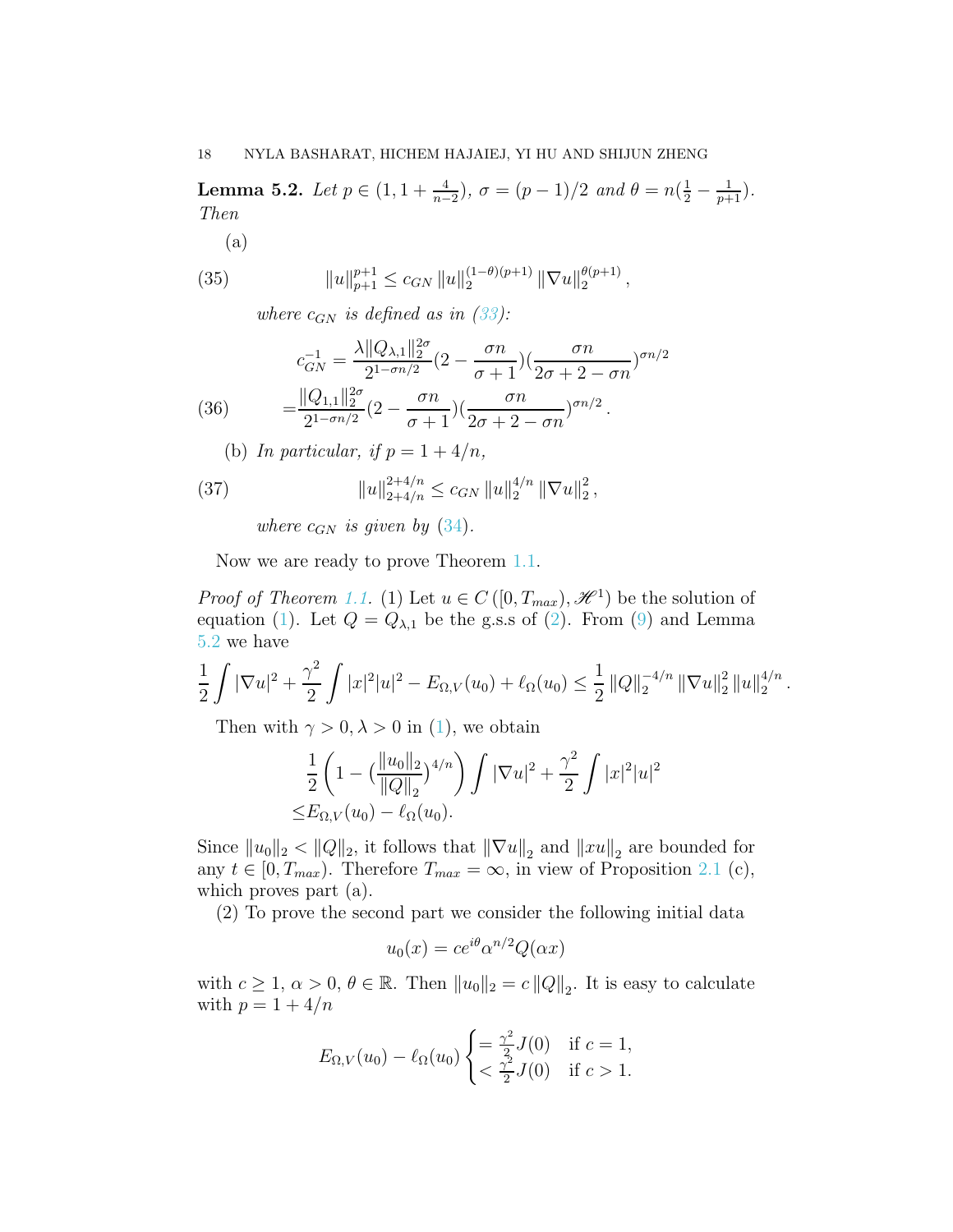**Lemma 5.2.** *Let $p \in (1, 1+\frac{4}{n-2})$, $\sigma = (p-1)/2$ and $\theta = n(\frac{1}{2} - \frac{1}{p+1})$. Then*

(a)

$$\|u\|_{p+1}^{p+1} \leq c_{GN} \|u\|_2^{(1-\theta)(p+1)} \|\nabla u\|_2^{\theta(p+1)}, \tag{35}$$

*where $c_{GN}$ is defined as in (33):*

$$\begin{aligned} c_{GN}^{-1} &= \frac{\lambda \|Q_{\lambda,1}\|_2^{2\sigma}}{2^{1-\sigma n/2}} (2 - \frac{\sigma n}{\sigma+1})(\frac{\sigma n}{2\sigma + 2 - \sigma n})^{\sigma n/2} \\ &= \frac{\|Q_{1,1}\|_2^{2\sigma}}{2^{1-\sigma n/2}} (2 - \frac{\sigma n}{\sigma+1})(\frac{\sigma n}{2\sigma + 2 - \sigma n})^{\sigma n/2}. \end{aligned} \tag{36}$$

(b) *In particular, if $p = 1 + 4/n$,*

$$\|u\|_{2+4/n}^{2+4/n} \leq c_{GN} \|u\|_2^{4/n} \|\nabla u\|_2^2, \tag{37}$$

*where $c_{GN}$ is given by (34).*

Now we are ready to prove Theorem 1.1.

*Proof of Theorem 1.1.* (1) Let $u \in C([0, T_{max}), \mathscr{H}^1)$ be the solution of equation (1). Let $Q = Q_{\lambda,1}$ be the g.s.s of (2). From (9) and Lemma 5.2 we have

$$\frac{1}{2} \int |\nabla u|^2 + \frac{\gamma^2}{2} \int |x|^2 |u|^2 - E_{\Omega,V}(u_0) + \ell_\Omega(u_0) \leq \frac{1}{2} \|Q\|_2^{-4/n} \|\nabla u\|_2^2 \|u\|_2^{4/n}.$$

Then with $\gamma > 0, \lambda > 0$ in (1), we obtain

$$\begin{aligned} &\frac{1}{2} \left( 1 - (\frac{\|u_0\|_2}{\|Q\|_2})^{4/n} \right) \int |\nabla u|^2 + \frac{\gamma^2}{2} \int |x|^2 |u|^2 \\ \leq &E_{\Omega,V}(u_0) - \ell_\Omega(u_0). \end{aligned}$$

Since $\|u_0\|_2 < \|Q\|_2$, it follows that $\|\nabla u\|_2$ and $\|xu\|_2$ are bounded for any $t \in [0, T_{max})$. Therefore $T_{max} = \infty$, in view of Proposition 2.1 (c), which proves part (a).

(2) To prove the second part we consider the following initial data

$$u_0(x) = c e^{i\theta} \alpha^{n/2} Q(\alpha x)$$

with $c \geq 1$, $\alpha > 0$, $\theta \in \mathbb{R}$. Then $\|u_0\|_2 = c \|Q\|_2$. It is easy to calculate with $p = 1 + 4/n$

$$E_{\Omega,V}(u_0) - \ell_\Omega(u_0) \begin{cases} = \frac{\gamma^2}{2} J(0) & \text{if } c = 1, \\ < \frac{\gamma^2}{2} J(0) & \text{if } c > 1. \end{cases}$$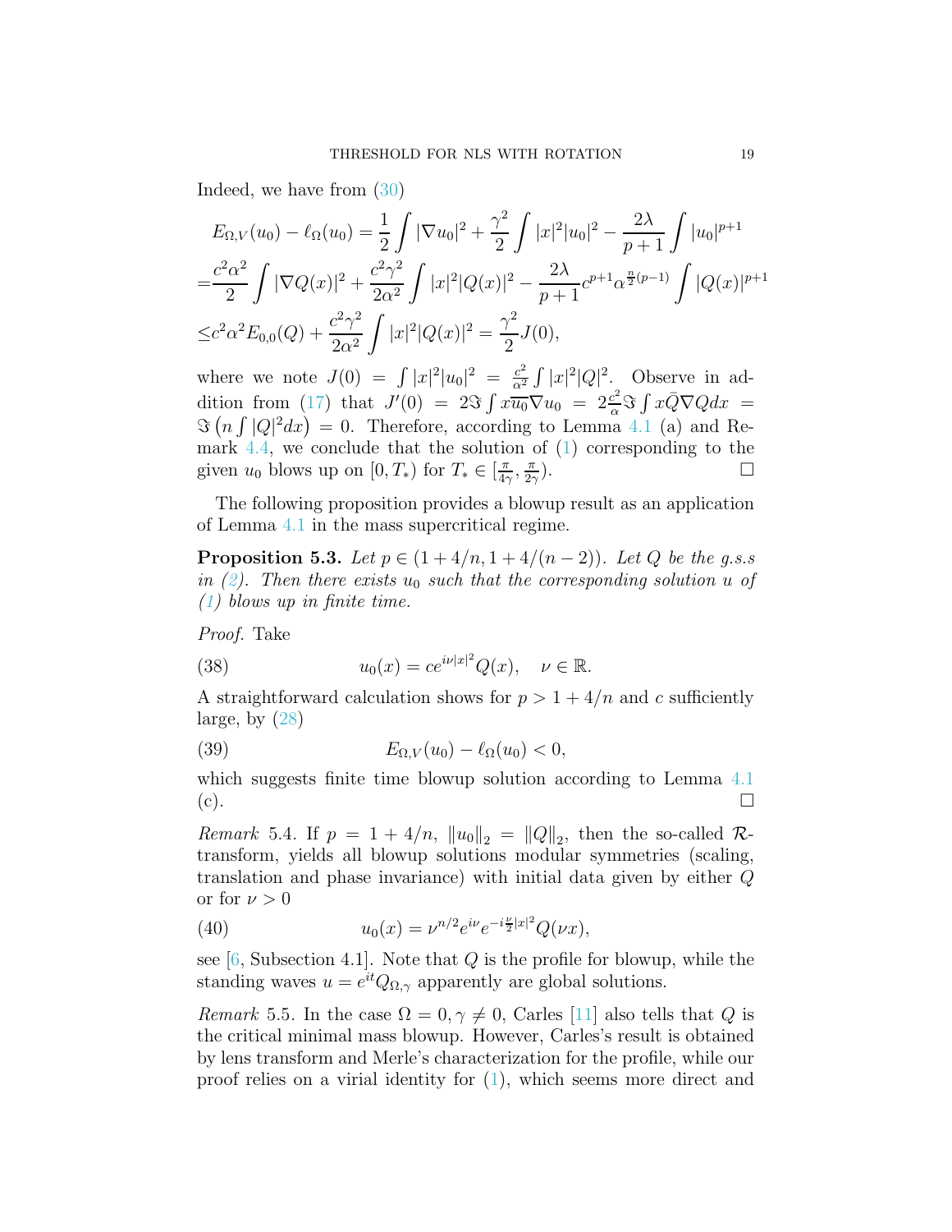Indeed, we have from (30)

$$
\begin{aligned}
E_{\Omega,V}(u_0) - \ell_\Omega(u_0) &= \frac{1}{2}\int |\nabla u_0|^2 + \frac{\gamma^2}{2}\int |x|^2|u_0|^2 - \frac{2\lambda}{p+1}\int |u_0|^{p+1} \\
=&\frac{c^2\alpha^2}{2}\int |\nabla Q(x)|^2 + \frac{c^2\gamma^2}{2\alpha^2}\int |x|^2|Q(x)|^2 - \frac{2\lambda}{p+1}c^{p+1}\alpha^{\frac{n}{2}(p-1)}\int |Q(x)|^{p+1} \\
\le& c^2\alpha^2 E_{0,0}(Q) + \frac{c^2\gamma^2}{2\alpha^2}\int |x|^2|Q(x)|^2 = \frac{\gamma^2}{2}J(0),
\end{aligned}
$$

where we note $J(0) = \int |x|^2|u_0|^2 = \frac{c^2}{\alpha^2}\int |x|^2|Q|^2$. Observe in addition from (17) that $J'(0) = 2\Im\int x\overline{u_0}\nabla u_0 = 2\frac{c^2}{\alpha}\Im\int x\bar{Q}\nabla Q dx = \Im\left(n\int |Q|^2 dx\right) = 0$. Therefore, according to Lemma 4.1 (a) and Remark 4.4, we conclude that the solution of (1) corresponding to the given $u_0$ blows up on $[0, T_*)$ for $T_* \in [\frac{\pi}{4\gamma}, \frac{\pi}{2\gamma})$. $\square$

The following proposition provides a blowup result as an application of Lemma 4.1 in the mass supercritical regime.

**Proposition 5.3.** *Let $p \in (1 + 4/n, 1 + 4/(n-2))$. Let $Q$ be the g.s.s in (2). Then there exists $u_0$ such that the corresponding solution $u$ of (1) blows up in finite time.*

*Proof.* Take

$$
u_0(x) = ce^{i\nu|x|^2}Q(x), \quad \nu \in \mathbb{R}. \tag{38}
$$

A straightforward calculation shows for $p > 1 + 4/n$ and $c$ sufficiently large, by (28)

$$
E_{\Omega,V}(u_0) - \ell_\Omega(u_0) < 0, \tag{39}
$$

which suggests finite time blowup solution according to Lemma 4.1 (c). $\square$

*Remark* 5.4. If $p = 1 + 4/n$, $\|u_0\|_2 = \|Q\|_2$, then the so-called $\mathcal{R}$-transform, yields all blowup solutions modular symmetries (scaling, translation and phase invariance) with initial data given by either $Q$ or for $\nu > 0$

$$
u_0(x) = \nu^{n/2}e^{i\nu}e^{-i\frac{\nu}{2}|x|^2}Q(\nu x), \tag{40}
$$

see [6, Subsection 4.1]. Note that $Q$ is the profile for blowup, while the standing waves $u = e^{it}Q_{\Omega,\gamma}$ apparently are global solutions.

*Remark* 5.5. In the case $\Omega = 0, \gamma \neq 0$, Carles [11] also tells that $Q$ is the critical minimal mass blowup. However, Carles's result is obtained by lens transform and Merle's characterization for the profile, while our proof relies on a virial identity for (1), which seems more direct and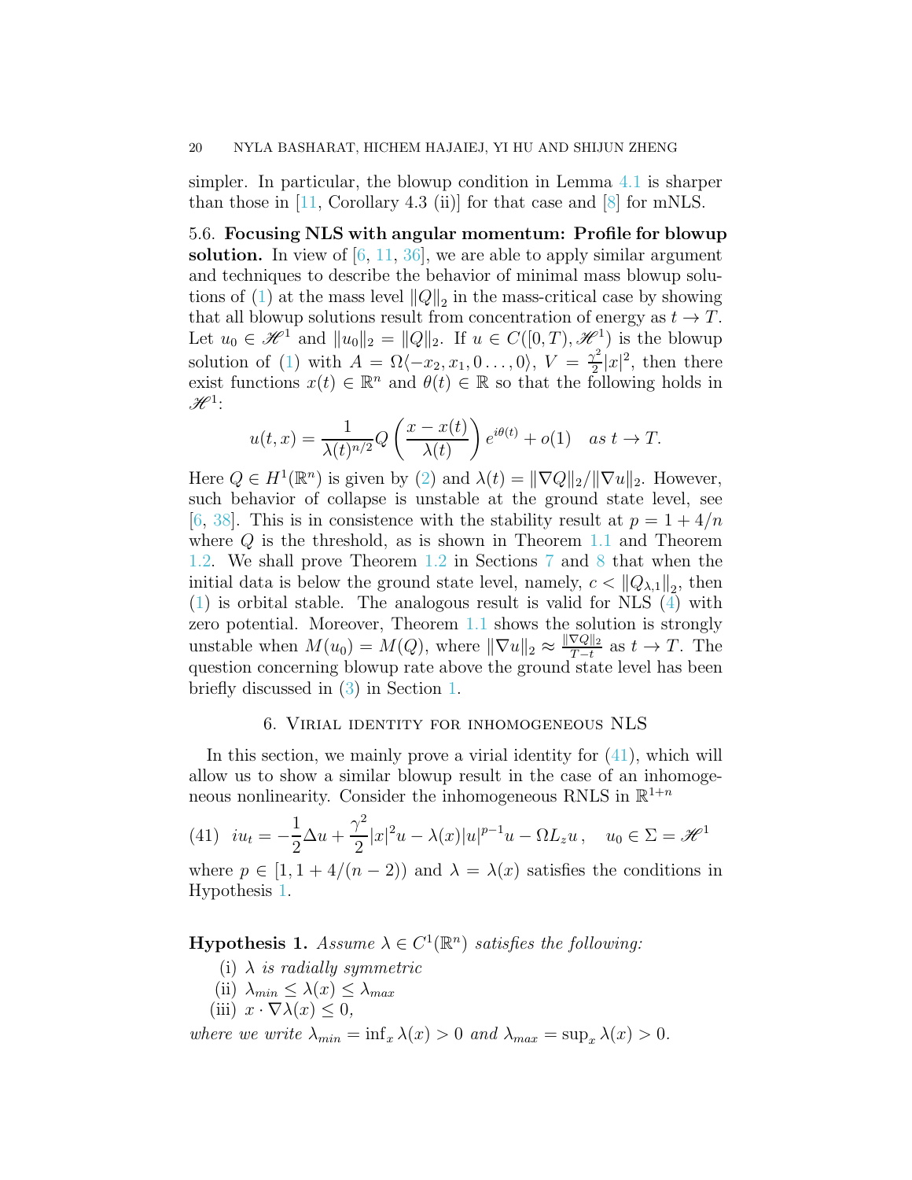simpler. In particular, the blowup condition in Lemma 4.1 is sharper than those in [11, Corollary 4.3 (ii)] for that case and [8] for mNLS.

5.6. **Focusing NLS with angular momentum: Profile for blowup solution.** In view of [6, 11, 36], we are able to apply similar argument and techniques to describe the behavior of minimal mass blowup solutions of (1) at the mass level $\|Q\|_2$ in the mass-critical case by showing that all blowup solutions result from concentration of energy as $t \to T$. Let $u_0 \in \mathscr{H}^1$ and $\|u_0\|_2 = \|Q\|_2$. If $u \in C([0,T), \mathscr{H}^1)$ is the blowup solution of (1) with $A = \Omega\langle -x_2, x_1, 0 \ldots, 0\rangle$, $V = \frac{\gamma^2}{2}|x|^2$, then there exist functions $x(t) \in \mathbb{R}^n$ and $\theta(t) \in \mathbb{R}$ so that the following holds in $\mathscr{H}^1$:

$$u(t,x) = \frac{1}{\lambda(t)^{n/2}} Q\left(\frac{x - x(t)}{\lambda(t)}\right) e^{i\theta(t)} + o(1) \quad as\ t \to T.$$

Here $Q \in H^1(\mathbb{R}^n)$ is given by (2) and $\lambda(t) = \|\nabla Q\|_2 / \|\nabla u\|_2$. However, such behavior of collapse is unstable at the ground state level, see [6, 38]. This is in consistence with the stability result at $p = 1 + 4/n$ where $Q$ is the threshold, as is shown in Theorem 1.1 and Theorem 1.2. We shall prove Theorem 1.2 in Sections 7 and 8 that when the initial data is below the ground state level, namely, $c < \|Q_{\lambda,1}\|_2$, then (1) is orbital stable. The analogous result is valid for NLS (4) with zero potential. Moreover, Theorem 1.1 shows the solution is strongly unstable when $M(u_0) = M(Q)$, where $\|\nabla u\|_2 \approx \frac{\|\nabla Q\|_2}{T-t}$ as $t \to T$. The question concerning blowup rate above the ground state level has been briefly discussed in (3) in Section 1.

## 6. Virial identity for inhomogeneous NLS

In this section, we mainly prove a virial identity for (41), which will allow us to show a similar blowup result in the case of an inhomogeneous nonlinearity. Consider the inhomogeneous RNLS in $\mathbb{R}^{1+n}$

$$(41) \quad iu_t = -\frac{1}{2}\Delta u + \frac{\gamma^2}{2}|x|^2 u - \lambda(x)|u|^{p-1}u - \Omega L_z u\,, \quad u_0 \in \Sigma = \mathscr{H}^1$$

where $p \in [1, 1 + 4/(n-2))$ and $\lambda = \lambda(x)$ satisfies the conditions in Hypothesis 1.

**Hypothesis 1.** *Assume $\lambda \in C^1(\mathbb{R}^n)$ satisfies the following:*

(i) *$\lambda$ is radially symmetric*

(ii) $\lambda_{min} \le \lambda(x) \le \lambda_{max}$

(iii) $x \cdot \nabla\lambda(x) \le 0$,

*where we write $\lambda_{min} = \inf_x \lambda(x) > 0$ and $\lambda_{max} = \sup_x \lambda(x) > 0$.*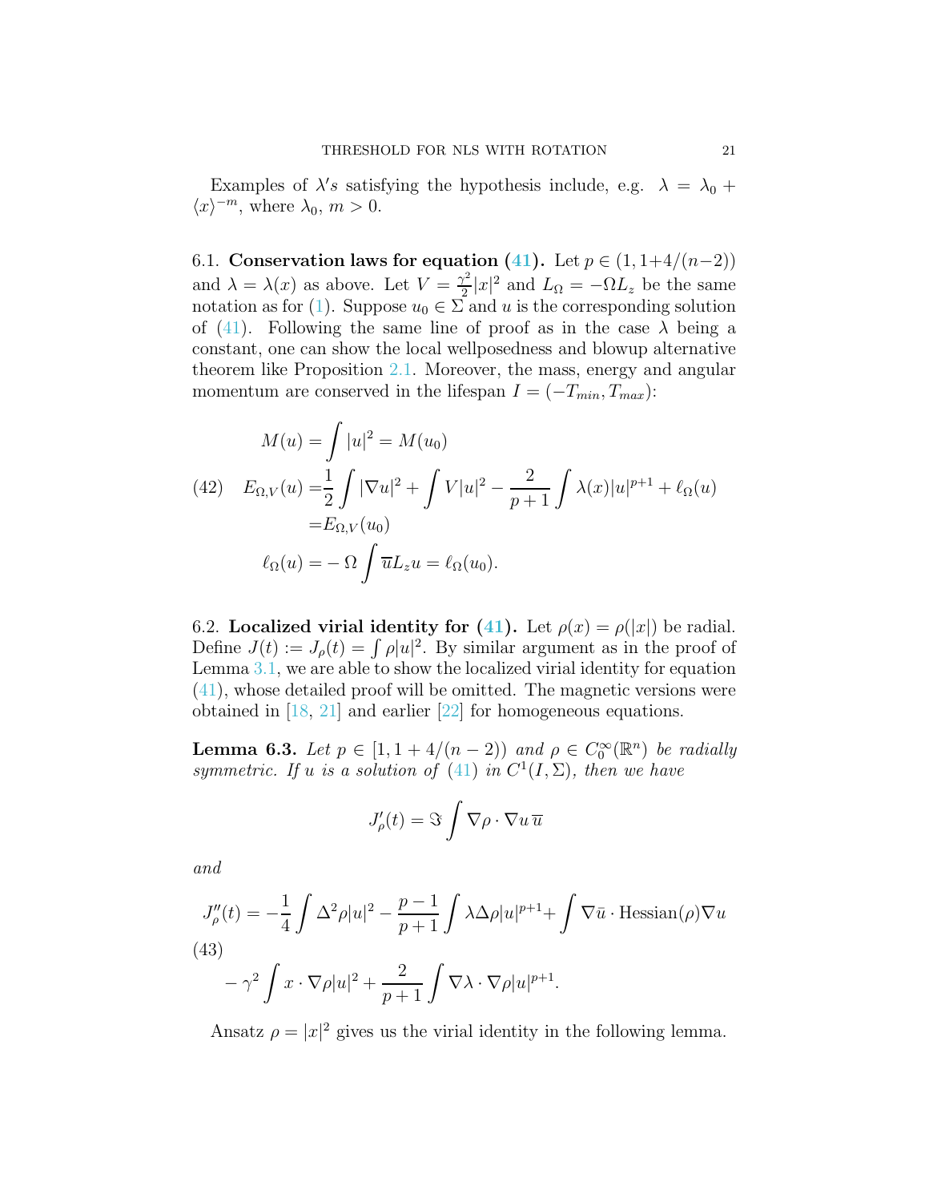Examples of $\lambda's$ satisfying the hypothesis include, e.g. $\lambda = \lambda_0 + \langle x \rangle^{-m}$, where $\lambda_0,\, m > 0$.

6.1. **Conservation laws for equation (41).** Let $p \in (1, 1+4/(n-2))$ and $\lambda = \lambda(x)$ as above. Let $V = \frac{\gamma^2}{2}|x|^2$ and $L_\Omega = -\Omega L_z$ be the same notation as for (1). Suppose $u_0 \in \Sigma$ and $u$ is the corresponding solution of (41). Following the same line of proof as in the case $\lambda$ being a constant, one can show the local wellposedness and blowup alternative theorem like Proposition 2.1. Moreover, the mass, energy and angular momentum are conserved in the lifespan $I = (-T_{min}, T_{max})$:

$$
\begin{aligned}
M(u) &= \int |u|^2 = M(u_0) \\
E_{\Omega,V}(u) &= \frac{1}{2}\int |\nabla u|^2 + \int V|u|^2 - \frac{2}{p+1}\int \lambda(x)|u|^{p+1} + \ell_\Omega(u) \\
&= E_{\Omega,V}(u_0) \\
\ell_\Omega(u) &= -\,\Omega \int \overline{u} L_z u = \ell_\Omega(u_0).
\end{aligned}
\tag{42}
$$

6.2. **Localized virial identity for (41).** Let $\rho(x) = \rho(|x|)$ be radial. Define $J(t) := J_\rho(t) = \int \rho|u|^2$. By similar argument as in the proof of Lemma 3.1, we are able to show the localized virial identity for equation (41), whose detailed proof will be omitted. The magnetic versions were obtained in [18, 21] and earlier [22] for homogeneous equations.

**Lemma 6.3.** *Let $p \in [1, 1+4/(n-2))$ and $\rho \in C_0^\infty(\mathbb{R}^n)$ be radially symmetric. If $u$ is a solution of (41) in $C^1(I, \Sigma)$, then we have*

$$
J_\rho'(t) = \Im \int \nabla \rho \cdot \nabla u \, \overline{u}
$$

*and*

$$
\begin{aligned}
J_\rho''(t) = &-\frac{1}{4}\int \Delta^2 \rho |u|^2 - \frac{p-1}{p+1}\int \lambda \Delta\rho |u|^{p+1} + \int \nabla \bar{u} \cdot \mathrm{Hessian}(\rho) \nabla u \\
&- \gamma^2 \int x \cdot \nabla \rho |u|^2 + \frac{2}{p+1}\int \nabla \lambda \cdot \nabla \rho |u|^{p+1}.
\end{aligned}
\tag{43}
$$

Ansatz $\rho = |x|^2$ gives us the virial identity in the following lemma.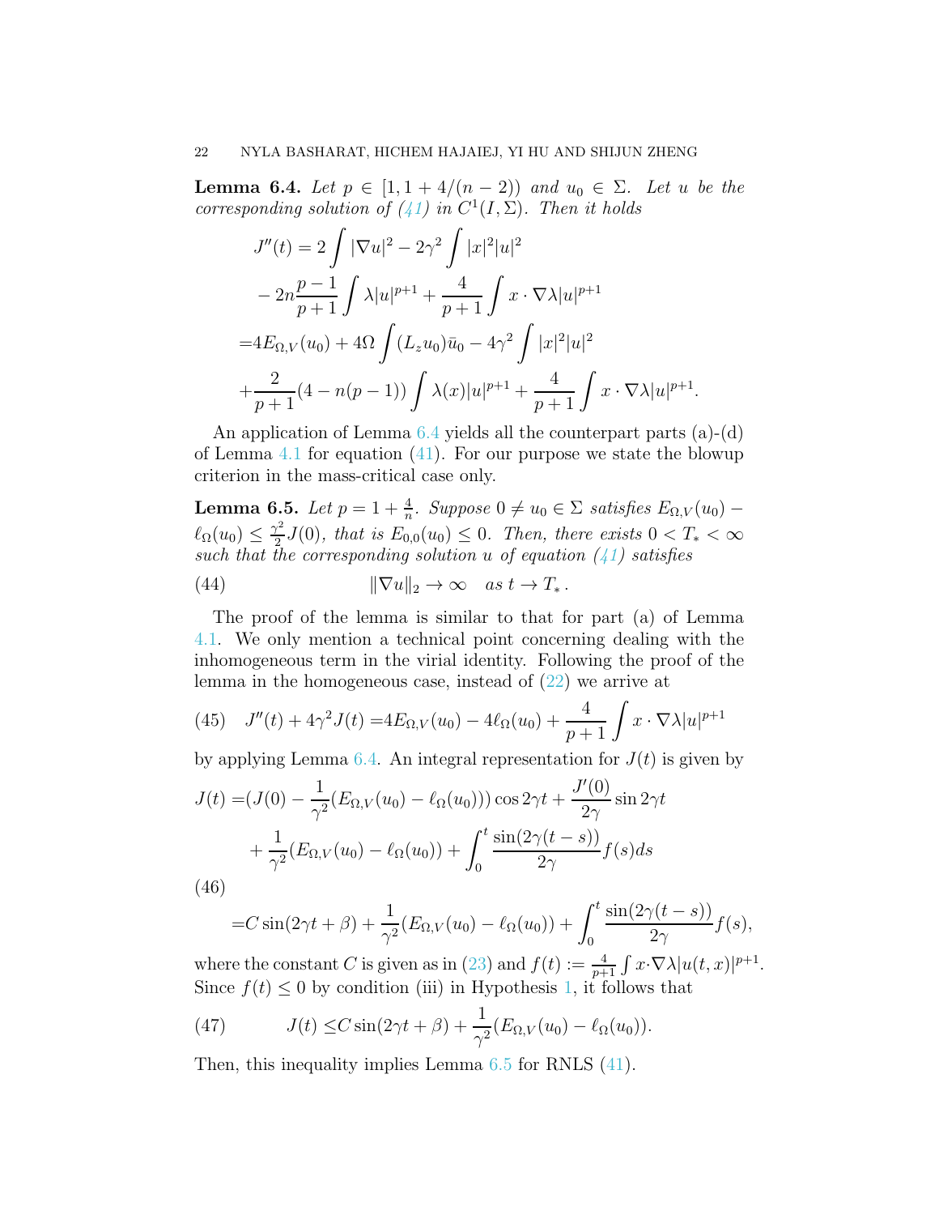**Lemma 6.4.** *Let $p \in [1, 1+4/(n-2))$ and $u_0 \in \Sigma$. Let $u$ be the corresponding solution of (41) in $C^1(I, \Sigma)$. Then it holds*

$$
\begin{aligned}
J''(t) &= 2\int |\nabla u|^2 - 2\gamma^2 \int |x|^2|u|^2 \\
&\quad - 2n\frac{p-1}{p+1}\int \lambda |u|^{p+1} + \frac{4}{p+1}\int x\cdot\nabla\lambda |u|^{p+1} \\
&= 4E_{\Omega,V}(u_0) + 4\Omega\int (L_z u_0)\bar{u}_0 - 4\gamma^2\int |x|^2|u|^2 \\
&\quad + \frac{2}{p+1}(4-n(p-1))\int \lambda(x)|u|^{p+1} + \frac{4}{p+1}\int x\cdot\nabla\lambda|u|^{p+1}.
\end{aligned}
$$

An application of Lemma 6.4 yields all the counterpart parts (a)-(d) of Lemma 4.1 for equation (41). For our purpose we state the blowup criterion in the mass-critical case only.

**Lemma 6.5.** *Let $p = 1+\frac{4}{n}$. Suppose $0 \neq u_0 \in \Sigma$ satisfies $E_{\Omega,V}(u_0) - \ell_\Omega(u_0) \le \frac{\gamma^2}{2}J(0)$, that is $E_{0,0}(u_0) \le 0$. Then, there exists $0 < T_* < \infty$ such that the corresponding solution $u$ of equation (41) satisfies*

$$
\|\nabla u\|_2 \to \infty \quad \text{as } t \to T_*. \tag{44}
$$

The proof of the lemma is similar to that for part (a) of Lemma 4.1. We only mention a technical point concerning dealing with the inhomogeneous term in the virial identity. Following the proof of the lemma in the homogeneous case, instead of (22) we arrive at

$$
J''(t) + 4\gamma^2 J(t) = 4E_{\Omega,V}(u_0) - 4\ell_\Omega(u_0) + \frac{4}{p+1}\int x\cdot\nabla\lambda|u|^{p+1} \tag{45}
$$

by applying Lemma 6.4. An integral representation for $J(t)$ is given by

$$
\begin{aligned}
J(t) &= (J(0) - \frac{1}{\gamma^2}(E_{\Omega,V}(u_0) - \ell_\Omega(u_0)))\cos 2\gamma t + \frac{J'(0)}{2\gamma}\sin 2\gamma t \\
&\quad + \frac{1}{\gamma^2}(E_{\Omega,V}(u_0) - \ell_\Omega(u_0)) + \int_0^t \frac{\sin(2\gamma(t-s))}{2\gamma}f(s)ds \\
&= C\sin(2\gamma t + \beta) + \frac{1}{\gamma^2}(E_{\Omega,V}(u_0) - \ell_\Omega(u_0)) + \int_0^t \frac{\sin(2\gamma(t-s))}{2\gamma}f(s),
\end{aligned} \tag{46}
$$

where the constant $C$ is given as in (23) and $f(t) := \frac{4}{p+1}\int x\cdot\nabla\lambda|u(t,x)|^{p+1}$. Since $f(t) \le 0$ by condition (iii) in Hypothesis 1, it follows that

$$
J(t) \le C\sin(2\gamma t + \beta) + \frac{1}{\gamma^2}(E_{\Omega,V}(u_0) - \ell_\Omega(u_0)). \tag{47}
$$

Then, this inequality implies Lemma 6.5 for RNLS (41).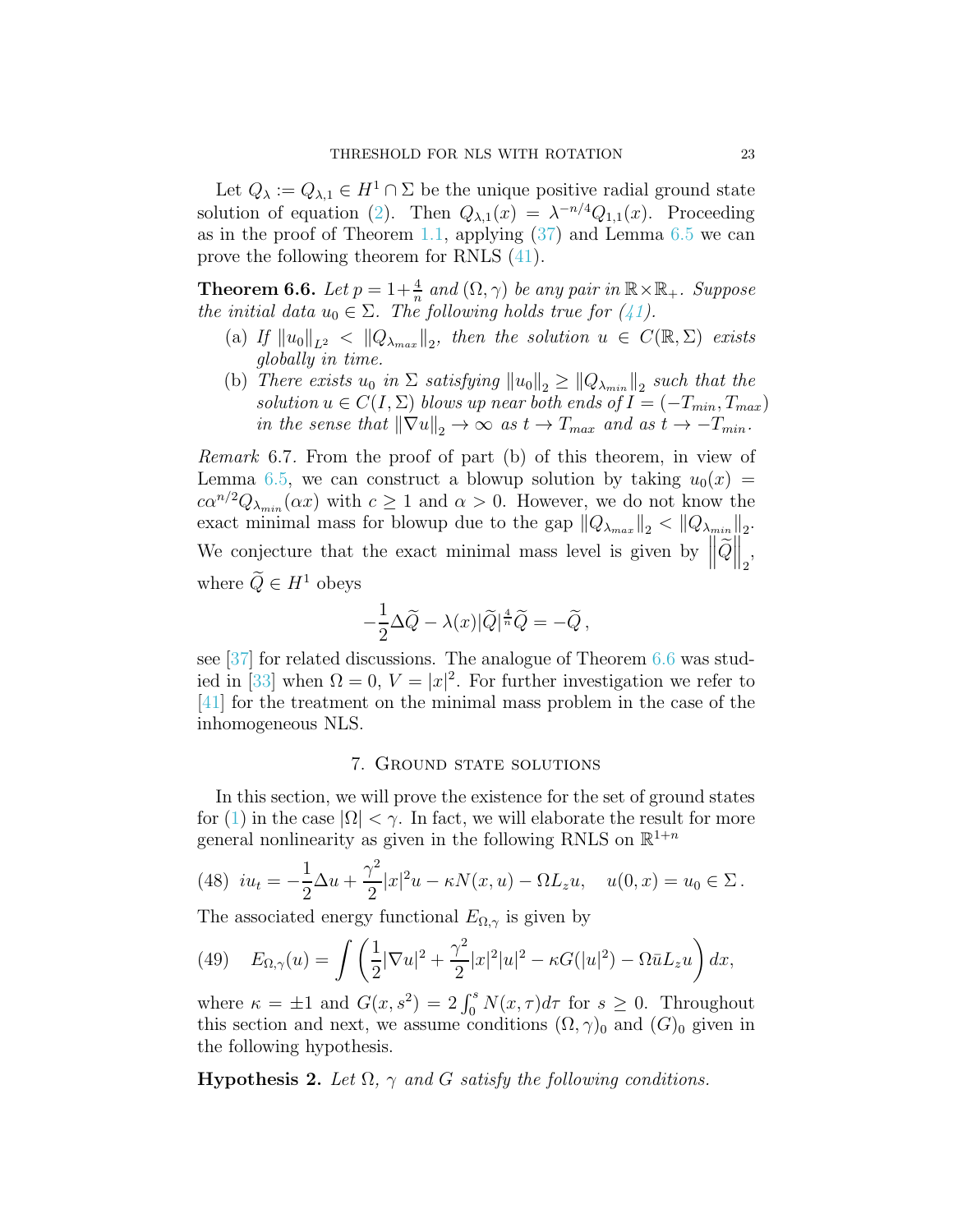Let $Q_\lambda := Q_{\lambda,1} \in H^1 \cap \Sigma$ be the unique positive radial ground state solution of equation (2). Then $Q_{\lambda,1}(x) = \lambda^{-n/4} Q_{1,1}(x)$. Proceeding as in the proof of Theorem 1.1, applying (37) and Lemma 6.5 we can prove the following theorem for RNLS (41).

**Theorem 6.6.** *Let $p = 1+\frac{4}{n}$ and $(\Omega, \gamma)$ be any pair in $\mathbb{R}\times\mathbb{R}_+$. Suppose the initial data $u_0 \in \Sigma$. The following holds true for (41).*

- (a) *If $\|u_0\|_{L^2} < \|Q_{\lambda_{max}}\|_2$, then the solution $u \in C(\mathbb{R}, \Sigma)$ exists globally in time.*
- (b) *There exists $u_0$ in $\Sigma$ satisfying $\|u_0\|_2 \ge \|Q_{\lambda_{min}}\|_2$ such that the solution $u \in C(I, \Sigma)$ blows up near both ends of $I = (-T_{min}, T_{max})$ in the sense that $\|\nabla u\|_2 \to \infty$ as $t \to T_{max}$ and as $t \to -T_{min}$.*

*Remark* 6.7. From the proof of part (b) of this theorem, in view of Lemma 6.5, we can construct a blowup solution by taking $u_0(x) = c\alpha^{n/2} Q_{\lambda_{min}}(\alpha x)$ with $c \ge 1$ and $\alpha > 0$. However, we do not know the exact minimal mass for blowup due to the gap $\|Q_{\lambda_{max}}\|_2 < \|Q_{\lambda_{min}}\|_2$. We conjecture that the exact minimal mass level is given by $\left\|\widetilde{Q}\right\|_2$, where $\widetilde{Q} \in H^1$ obeys

$$-\frac{1}{2}\Delta \widetilde{Q} - \lambda(x)|\widetilde{Q}|^{\frac{4}{n}}\widetilde{Q} = -\widetilde{Q}\,,$$

see [37] for related discussions. The analogue of Theorem 6.6 was studied in [33] when $\Omega = 0$, $V = |x|^2$. For further investigation we refer to [41] for the treatment on the minimal mass problem in the case of the inhomogeneous NLS.

## 7. Ground state solutions

In this section, we will prove the existence for the set of ground states for (1) in the case $|\Omega| < \gamma$. In fact, we will elaborate the result for more general nonlinearity as given in the following RNLS on $\mathbb{R}^{1+n}$

$$iu_t = -\frac{1}{2}\Delta u + \frac{\gamma^2}{2}|x|^2 u - \kappa N(x,u) - \Omega L_z u, \quad u(0,x) = u_0 \in \Sigma\,. \tag{48}$$

The associated energy functional $E_{\Omega,\gamma}$ is given by

$$E_{\Omega,\gamma}(u) = \int \left(\frac{1}{2}|\nabla u|^2 + \frac{\gamma^2}{2}|x|^2|u|^2 - \kappa G(|u|^2) - \Omega \bar{u} L_z u\right) dx, \tag{49}$$

where $\kappa = \pm 1$ and $G(x, s^2) = 2\int_0^s N(x,\tau)d\tau$ for $s \ge 0$. Throughout this section and next, we assume conditions $(\Omega,\gamma)_0$ and $(G)_0$ given in the following hypothesis.

**Hypothesis 2.** *Let $\Omega$, $\gamma$ and $G$ satisfy the following conditions.*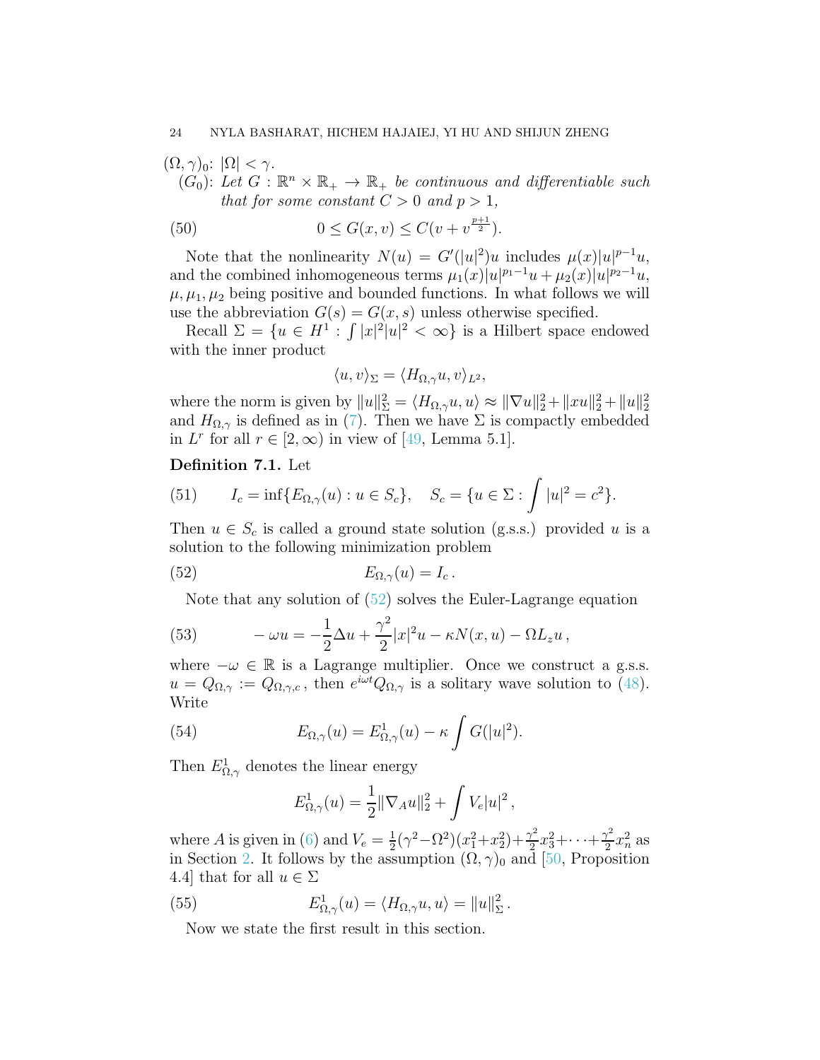$(\Omega,\gamma)_0$: $|\Omega|<\gamma$.

$(G_0)$: *Let $G:\mathbb{R}^n\times\mathbb{R}_+\to\mathbb{R}_+$ be continuous and differentiable such that for some constant $C>0$ and $p>1$,*

$$0\le G(x,v)\le C(v+v^{\frac{p+1}{2}}). \tag{50}$$

Note that the nonlinearity $N(u)=G'(|u|^2)u$ includes $\mu(x)|u|^{p-1}u$, and the combined inhomogeneous terms $\mu_1(x)|u|^{p_1-1}u+\mu_2(x)|u|^{p_2-1}u$, $\mu,\mu_1,\mu_2$ being positive and bounded functions. In what follows we will use the abbreviation $G(s)=G(x,s)$ unless otherwise specified.

Recall $\Sigma=\{u\in H^1:\int|x|^2|u|^2<\infty\}$ is a Hilbert space endowed with the inner product

$$\langle u,v\rangle_\Sigma=\langle H_{\Omega,\gamma}u,v\rangle_{L^2},$$

where the norm is given by $\|u\|_\Sigma^2=\langle H_{\Omega,\gamma}u,u\rangle\approx\|\nabla u\|_2^2+\|xu\|_2^2+\|u\|_2^2$ and $H_{\Omega,\gamma}$ is defined as in (7). Then we have $\Sigma$ is compactly embedded in $L^r$ for all $r\in[2,\infty)$ in view of [49, Lemma 5.1].

**Definition 7.1.** Let

$$I_c=\inf\{E_{\Omega,\gamma}(u):u\in S_c\},\quad S_c=\{u\in\Sigma:\int|u|^2=c^2\}. \tag{51}$$

Then $u\in S_c$ is called a ground state solution (g.s.s.) provided $u$ is a solution to the following minimization problem

$$E_{\Omega,\gamma}(u)=I_c\,. \tag{52}$$

Note that any solution of (52) solves the Euler-Lagrange equation

$$-\omega u=-\frac{1}{2}\Delta u+\frac{\gamma^2}{2}|x|^2u-\kappa N(x,u)-\Omega L_z u\,, \tag{53}$$

where $-\omega\in\mathbb{R}$ is a Lagrange multiplier. Once we construct a g.s.s. $u=Q_{\Omega,\gamma}:=Q_{\Omega,\gamma,c}$, then $e^{i\omega t}Q_{\Omega,\gamma}$ is a solitary wave solution to (48). Write

$$E_{\Omega,\gamma}(u)=E^1_{\Omega,\gamma}(u)-\kappa\int G(|u|^2). \tag{54}$$

Then $E^1_{\Omega,\gamma}$ denotes the linear energy

$$E^1_{\Omega,\gamma}(u)=\frac{1}{2}\|\nabla_A u\|_2^2+\int V_e|u|^2\,,$$

where $A$ is given in (6) and $V_e=\frac{1}{2}(\gamma^2-\Omega^2)(x_1^2+x_2^2)+\frac{\gamma^2}{2}x_3^2+\cdots+\frac{\gamma^2}{2}x_n^2$ as in Section 2. It follows by the assumption $(\Omega,\gamma)_0$ and [50, Proposition 4.4] that for all $u\in\Sigma$

$$E^1_{\Omega,\gamma}(u)=\langle H_{\Omega,\gamma}u,u\rangle=\|u\|_\Sigma^2\,. \tag{55}$$

Now we state the first result in this section.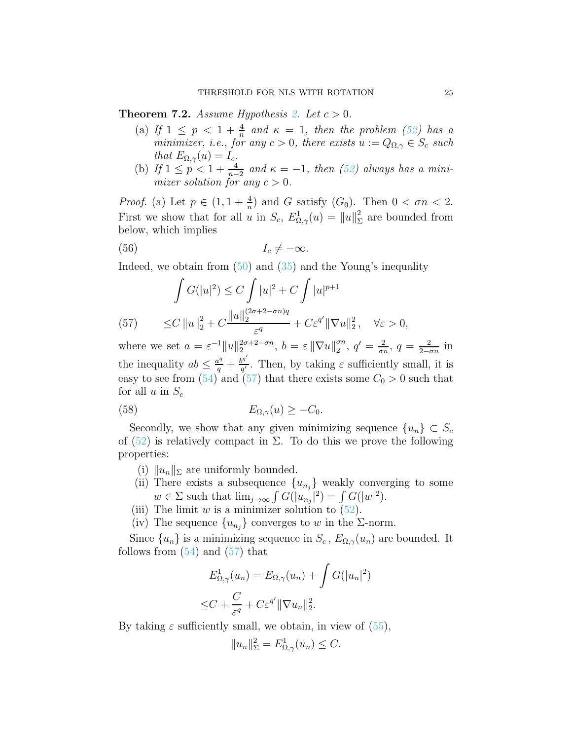**Theorem 7.2.** *Assume Hypothesis 2. Let $c > 0$.*

(a) *If $1 \le p < 1 + \frac{4}{n}$ and $\kappa = 1$, then the problem (52) has a minimizer, i.e., for any $c > 0$, there exists $u := Q_{\Omega,\gamma} \in S_c$ such that $E_{\Omega,\gamma}(u) = I_c$.*

(b) *If $1 \le p < 1 + \frac{4}{n-2}$ and $\kappa = -1$, then (52) always has a minimizer solution for any $c > 0$.*

*Proof.* (a) Let $p \in (1, 1 + \frac{4}{n})$ and $G$ satisfy $(G_0)$. Then $0 < \sigma n < 2$. First we show that for all $u$ in $S_c$, $E^1_{\Omega,\gamma}(u) = \|u\|^2_\Sigma$ are bounded from below, which implies

$$I_c \neq -\infty. \tag{56}$$

Indeed, we obtain from (50) and (35) and the Young's inequality

$$\begin{aligned} &\int G(|u|^2) \le C \int |u|^2 + C \int |u|^{p+1} \\ \le& C\,\|u\|_2^2 + C\frac{\|u\|_2^{(2\sigma+2-\sigma n)q}}{\varepsilon^q} + C\varepsilon^{q'}\|\nabla u\|_2^2, \quad \forall \varepsilon > 0, \end{aligned} \tag{57}$$

where we set $a = \varepsilon^{-1}\|u\|_2^{2\sigma+2-\sigma n}$, $b = \varepsilon\,\|\nabla u\|_2^{\sigma n}$, $q' = \frac{2}{\sigma n}$, $q = \frac{2}{2-\sigma n}$ in the inequality $ab \le \frac{a^q}{q} + \frac{b^{q'}}{q'}$. Then, by taking $\varepsilon$ sufficiently small, it is easy to see from (54) and (57) that there exists some $C_0 > 0$ such that for all $u$ in $S_c$

$$E_{\Omega,\gamma}(u) \ge -C_0. \tag{58}$$

Secondly, we show that any given minimizing sequence $\{u_n\} \subset S_c$ of (52) is relatively compact in $\Sigma$. To do this we prove the following properties:

(i) $\|u_n\|_\Sigma$ are uniformly bounded.

(ii) There exists a subsequence $\{u_{n_j}\}$ weakly converging to some $w \in \Sigma$ such that $\lim_{j\to\infty} \int G(|u_{n_j}|^2) = \int G(|w|^2)$.

(iii) The limit $w$ is a minimizer solution to (52).

(iv) The sequence $\{u_{n_j}\}$ converges to $w$ in the $\Sigma$-norm.

Since $\{u_n\}$ is a minimizing sequence in $S_c$, $E_{\Omega,\gamma}(u_n)$ are bounded. It follows from (54) and (57) that

$$\begin{aligned} E^1_{\Omega,\gamma}(u_n) &= E_{\Omega,\gamma}(u_n) + \int G(|u_n|^2) \\ &\le C + \frac{C}{\varepsilon^q} + C\varepsilon^{q'}\|\nabla u_n\|_2^2. \end{aligned}$$

By taking $\varepsilon$ sufficiently small, we obtain, in view of (55),

$$\|u_n\|_\Sigma^2 = E^1_{\Omega,\gamma}(u_n) \le C.$$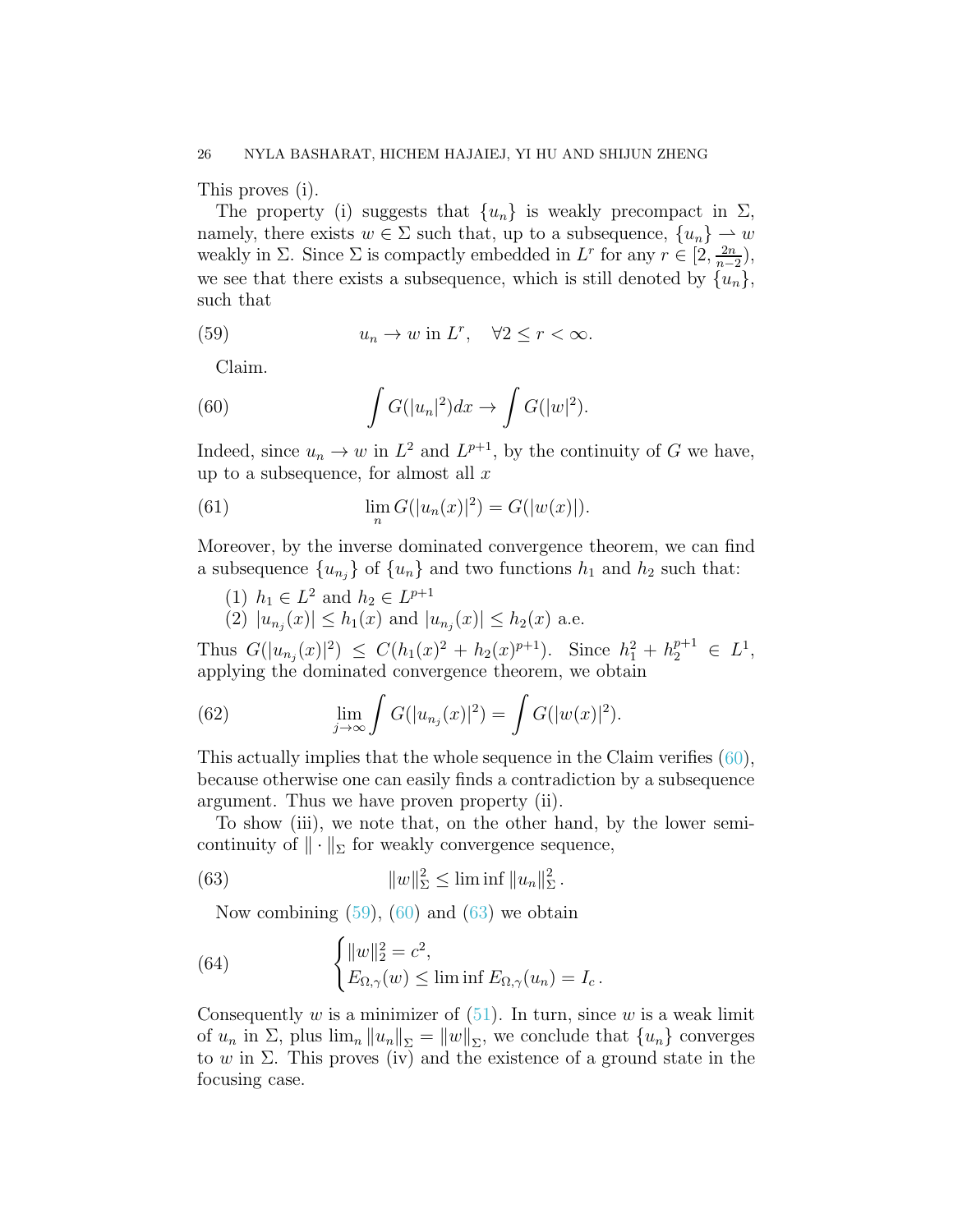This proves (i).

The property (i) suggests that $\{u_n\}$ is weakly precompact in $\Sigma$, namely, there exists $w \in \Sigma$ such that, up to a subsequence, $\{u_n\} \rightharpoonup w$ weakly in $\Sigma$. Since $\Sigma$ is compactly embedded in $L^r$ for any $r \in [2, \frac{2n}{n-2})$, we see that there exists a subsequence, which is still denoted by $\{u_n\}$, such that

$$
u_n \to w \text{ in } L^r, \quad \forall 2 \leq r < \infty. \tag{59}
$$

Claim.

$$
\int G(|u_n|^2)dx \to \int G(|w|^2). \tag{60}
$$

Indeed, since $u_n \to w$ in $L^2$ and $L^{p+1}$, by the continuity of $G$ we have, up to a subsequence, for almost all $x$

$$
\lim_n G(|u_n(x)|^2) = G(|w(x)|). \tag{61}
$$

Moreover, by the inverse dominated convergence theorem, we can find a subsequence $\{u_{n_j}\}$ of $\{u_n\}$ and two functions $h_1$ and $h_2$ such that:

(1) $h_1 \in L^2$ and $h_2 \in L^{p+1}$
(2) $|u_{n_j}(x)| \leq h_1(x)$ and $|u_{n_j}(x)| \leq h_2(x)$ a.e.

Thus $G(|u_{n_j}(x)|^2) \leq C(h_1(x)^2 + h_2(x)^{p+1})$. Since $h_1^2 + h_2^{p+1} \in L^1$, applying the dominated convergence theorem, we obtain

$$
\lim_{j\to\infty} \int G(|u_{n_j}(x)|^2) = \int G(|w(x)|^2). \tag{62}
$$

This actually implies that the whole sequence in the Claim verifies (60), because otherwise one can easily finds a contradiction by a subsequence argument. Thus we have proven property (ii).

To show (iii), we note that, on the other hand, by the lower semi-continuity of $\|\cdot\|_\Sigma$ for weakly convergence sequence,

$$
\|w\|_\Sigma^2 \leq \liminf \|u_n\|_\Sigma^2. \tag{63}
$$

Now combining (59), (60) and (63) we obtain

$$
\begin{cases} \|w\|_2^2 = c^2, \\ E_{\Omega,\gamma}(w) \leq \liminf E_{\Omega,\gamma}(u_n) = I_c. \end{cases} \tag{64}
$$

Consequently $w$ is a minimizer of (51). In turn, since $w$ is a weak limit of $u_n$ in $\Sigma$, plus $\lim_n \|u_n\|_\Sigma = \|w\|_\Sigma$, we conclude that $\{u_n\}$ converges to $w$ in $\Sigma$. This proves (iv) and the existence of a ground state in the focusing case.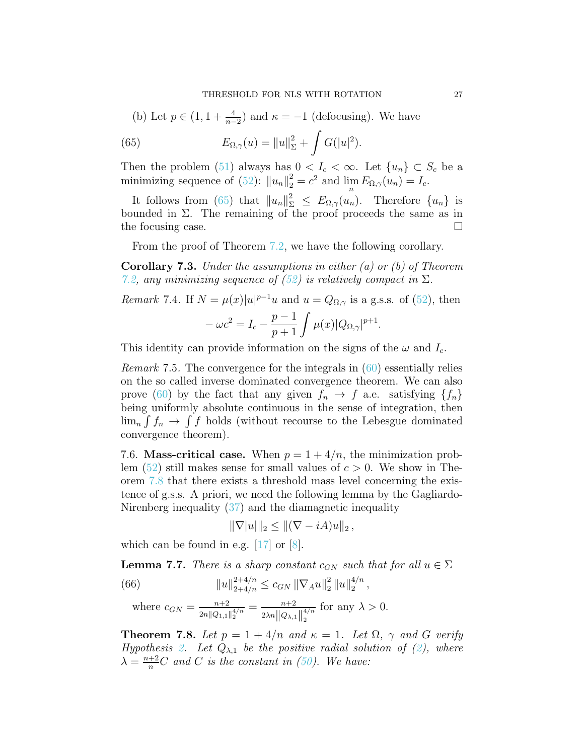(b) Let $p \in (1, 1+\frac{4}{n-2})$ and $\kappa = -1$ (defocusing). We have

$$E_{\Omega,\gamma}(u) = \|u\|_\Sigma^2 + \int G(|u|^2). \tag{65}$$

Then the problem (51) always has $0 < I_c < \infty$. Let $\{u_n\} \subset S_c$ be a minimizing sequence of (52): $\|u_n\|_2^2 = c^2$ and $\lim_n E_{\Omega,\gamma}(u_n) = I_c$.

It follows from (65) that $\|u_n\|_\Sigma^2 \leq E_{\Omega,\gamma}(u_n)$. Therefore $\{u_n\}$ is bounded in $\Sigma$. The remaining of the proof proceeds the same as in the focusing case. □

From the proof of Theorem 7.2, we have the following corollary.

**Corollary 7.3.** *Under the assumptions in either (a) or (b) of Theorem 7.2, any minimizing sequence of (52) is relatively compact in $\Sigma$.*

*Remark* 7.4. If $N = \mu(x)|u|^{p-1}u$ and $u = Q_{\Omega,\gamma}$ is a g.s.s. of (52), then

$$-\omega c^2 = I_c - \frac{p-1}{p+1}\int \mu(x)|Q_{\Omega,\gamma}|^{p+1}.$$

This identity can provide information on the signs of the $\omega$ and $I_c$.

*Remark* 7.5. The convergence for the integrals in (60) essentially relies on the so called inverse dominated convergence theorem. We can also prove (60) by the fact that any given $f_n \to f$ a.e. satisfying $\{f_n\}$ being uniformly absolute continuous in the sense of integration, then $\lim_n \int f_n \to \int f$ holds (without recourse to the Lebesgue dominated convergence theorem).

7.6. **Mass-critical case.** When $p = 1 + 4/n$, the minimization problem (52) still makes sense for small values of $c > 0$. We show in Theorem 7.8 that there exists a threshold mass level concerning the existence of g.s.s. A priori, we need the following lemma by the Gagliardo-Nirenberg inequality (37) and the diamagnetic inequality

$$\|\nabla |u|\|_2 \leq \|(\nabla - iA)u\|_2\,,$$

which can be found in e.g. [17] or [8].

**Lemma 7.7.** *There is a sharp constant $c_{GN}$ such that for all $u \in \Sigma$*

$$\|u\|_{2+4/n}^{2+4/n} \leq c_{GN}\, \|\nabla_A u\|_2^2\, \|u\|_2^{4/n}\,, \tag{66}$$

where $c_{GN} = \frac{n+2}{2n\|Q_{1,1}\|_2^{4/n}} = \frac{n+2}{2\lambda n\left\|Q_{\lambda,1}\right\|_2^{4/n}}$ for any $\lambda > 0$.

**Theorem 7.8.** *Let $p = 1 + 4/n$ and $\kappa = 1$. Let $\Omega$, $\gamma$ and $G$ verify Hypothesis 2. Let $Q_{\lambda,1}$ be the positive radial solution of (2), where $\lambda = \frac{n+2}{n}C$ and $C$ is the constant in (50). We have:*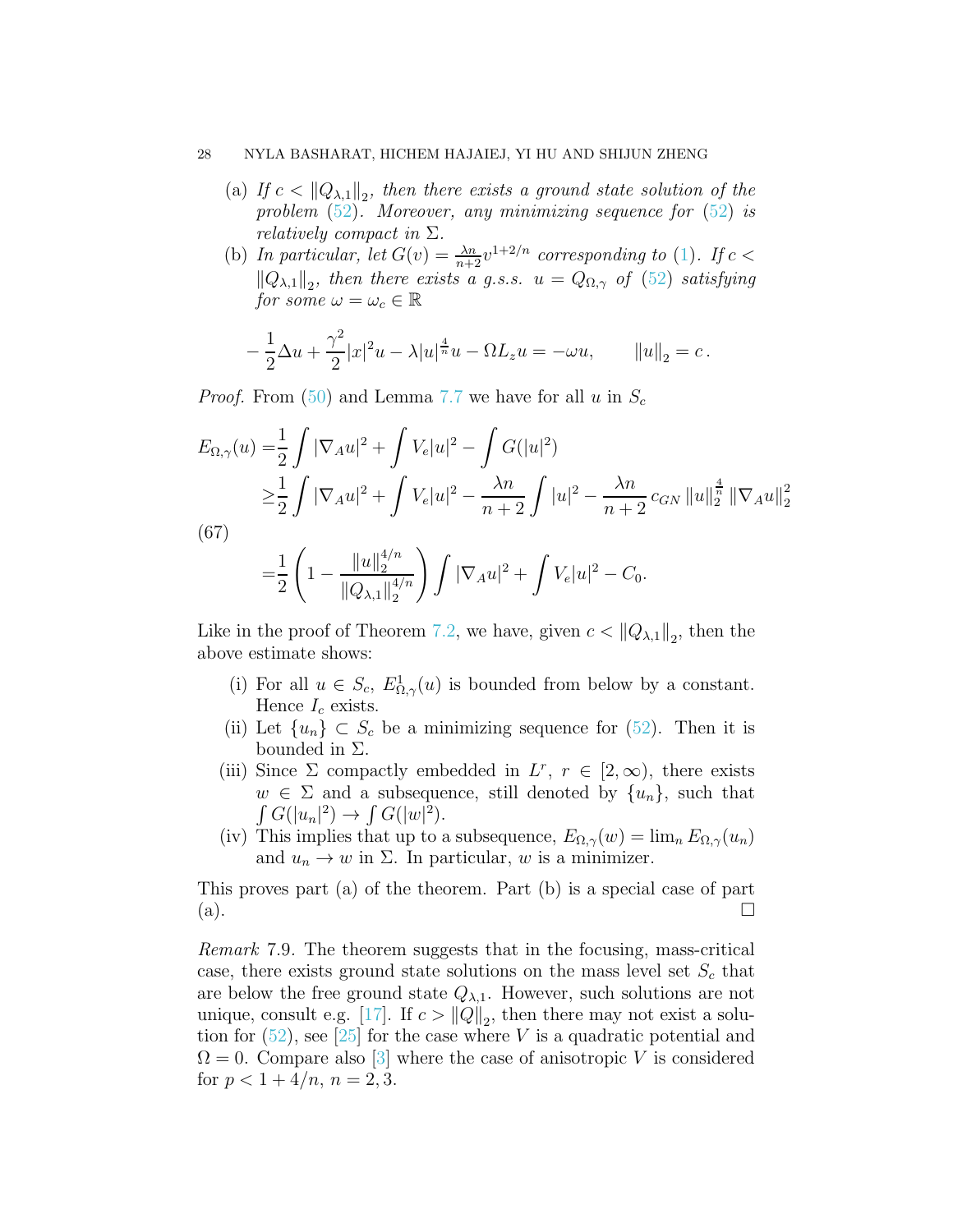(a) *If $c < \|Q_{\lambda,1}\|_2$, then there exists a ground state solution of the problem (52). Moreover, any minimizing sequence for (52) is relatively compact in $\Sigma$.*

(b) *In particular, let $G(v) = \frac{\lambda n}{n+2} v^{1+2/n}$ corresponding to (1). If $c < \|Q_{\lambda,1}\|_2$, then there exists a g.s.s. $u = Q_{\Omega,\gamma}$ of (52) satisfying for some $\omega = \omega_c \in \mathbb{R}$*

$$-\frac{1}{2}\Delta u + \frac{\gamma^2}{2}|x|^2 u - \lambda |u|^{\frac{4}{n}} u - \Omega L_z u = -\omega u, \qquad \|u\|_2 = c\,.$$

*Proof.* From (50) and Lemma 7.7 we have for all $u$ in $S_c$

$$\begin{aligned}
E_{\Omega,\gamma}(u) =& \frac{1}{2}\int |\nabla_A u|^2 + \int V_e |u|^2 - \int G(|u|^2) \\
\geq& \frac{1}{2}\int |\nabla_A u|^2 + \int V_e |u|^2 - \frac{\lambda n}{n+2}\int |u|^2 - \frac{\lambda n}{n+2}\, c_{GN}\, \|u\|_2^{\frac{4}{n}} \|\nabla_A u\|_2^2 \\
=& \frac{1}{2}\left(1 - \frac{\|u\|_2^{4/n}}{\|Q_{\lambda,1}\|_2^{4/n}}\right) \int |\nabla_A u|^2 + \int V_e |u|^2 - C_0.
\end{aligned} \tag{67}$$

Like in the proof of Theorem 7.2, we have, given $c < \|Q_{\lambda,1}\|_2$, then the above estimate shows:

(i) For all $u \in S_c$, $E^1_{\Omega,\gamma}(u)$ is bounded from below by a constant. Hence $I_c$ exists.

(ii) Let $\{u_n\} \subset S_c$ be a minimizing sequence for (52). Then it is bounded in $\Sigma$.

(iii) Since $\Sigma$ compactly embedded in $L^r$, $r \in [2, \infty)$, there exists $w \in \Sigma$ and a subsequence, still denoted by $\{u_n\}$, such that $\int G(|u_n|^2) \to \int G(|w|^2)$.

(iv) This implies that up to a subsequence, $E_{\Omega,\gamma}(w) = \lim_n E_{\Omega,\gamma}(u_n)$ and $u_n \to w$ in $\Sigma$. In particular, $w$ is a minimizer.

This proves part (a) of the theorem. Part (b) is a special case of part (a). $\square$

*Remark* 7.9. The theorem suggests that in the focusing, mass-critical case, there exists ground state solutions on the mass level set $S_c$ that are below the free ground state $Q_{\lambda,1}$. However, such solutions are not unique, consult e.g. [17]. If $c > \|Q\|_2$, then there may not exist a solution for (52), see [25] for the case where $V$ is a quadratic potential and $\Omega = 0$. Compare also [3] where the case of anisotropic $V$ is considered for $p < 1 + 4/n$, $n = 2, 3$.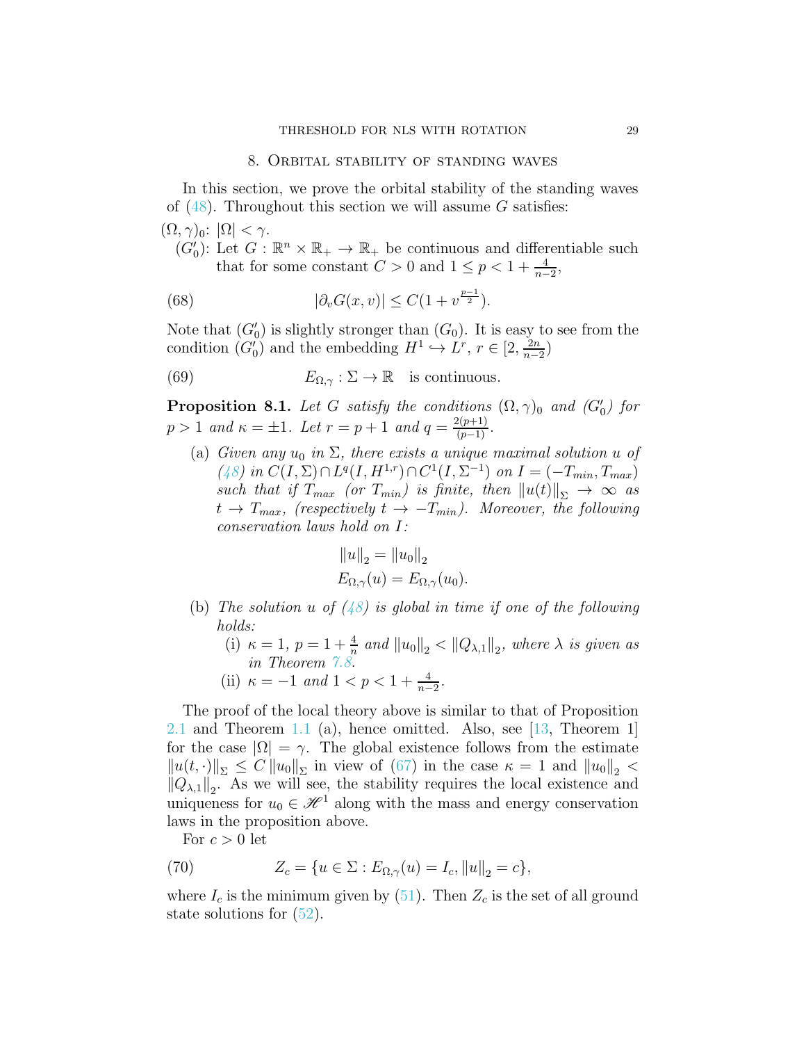## 8. Orbital stability of standing waves

In this section, we prove the orbital stability of the standing waves of (48). Throughout this section we will assume $G$ satisfies:

$(\Omega,\gamma)_0$: $|\Omega| < \gamma$.

$(G_0')$: Let $G : \mathbb{R}^n \times \mathbb{R}_+ \to \mathbb{R}_+$ be continuous and differentiable such that for some constant $C > 0$ and $1 \le p < 1 + \frac{4}{n-2}$,

$$|\partial_v G(x,v)| \le C(1 + v^{\frac{p-1}{2}}). \tag{68}$$

Note that $(G_0')$ is slightly stronger than $(G_0)$. It is easy to see from the condition $(G_0')$ and the embedding $H^1 \hookrightarrow L^r$, $r \in [2, \frac{2n}{n-2})$

$$E_{\Omega,\gamma} : \Sigma \to \mathbb{R} \quad \text{is continuous.} \tag{69}$$

**Proposition 8.1.** *Let $G$ satisfy the conditions $(\Omega,\gamma)_0$ and $(G_0')$ for $p > 1$ and $\kappa = \pm 1$. Let $r = p+1$ and $q = \frac{2(p+1)}{(p-1)}$.*

(a) *Given any $u_0$ in $\Sigma$, there exists a unique maximal solution $u$ of (48) in $C(I,\Sigma) \cap L^q(I, H^{1,r}) \cap C^1(I, \Sigma^{-1})$ on $I = (-T_{min}, T_{max})$ such that if $T_{max}$ (or $T_{min}$) is finite, then $\|u(t)\|_\Sigma \to \infty$ as $t \to T_{max}$, (respectively $t \to -T_{min}$). Moreover, the following conservation laws hold on $I$:*

$$\|u\|_2 = \|u_0\|_2$$
$$E_{\Omega,\gamma}(u) = E_{\Omega,\gamma}(u_0).$$

(b) *The solution $u$ of (48) is global in time if one of the following holds:*
   (i) *$\kappa = 1$, $p = 1 + \frac{4}{n}$ and $\|u_0\|_2 < \|Q_{\lambda,1}\|_2$, where $\lambda$ is given as in Theorem 7.8.*
   (ii) *$\kappa = -1$ and $1 < p < 1 + \frac{4}{n-2}$.*

The proof of the local theory above is similar to that of Proposition 2.1 and Theorem 1.1 (a), hence omitted. Also, see [13, Theorem 1] for the case $|\Omega| = \gamma$. The global existence follows from the estimate $\|u(t,\cdot)\|_\Sigma \le C\|u_0\|_\Sigma$ in view of (67) in the case $\kappa = 1$ and $\|u_0\|_2 < \|Q_{\lambda,1}\|_2$. As we will see, the stability requires the local existence and uniqueness for $u_0 \in \mathscr{H}^1$ along with the mass and energy conservation laws in the proposition above.

For $c > 0$ let

$$Z_c = \{u \in \Sigma : E_{\Omega,\gamma}(u) = I_c, \|u\|_2 = c\}, \tag{70}$$

where $I_c$ is the minimum given by (51). Then $Z_c$ is the set of all ground state solutions for (52).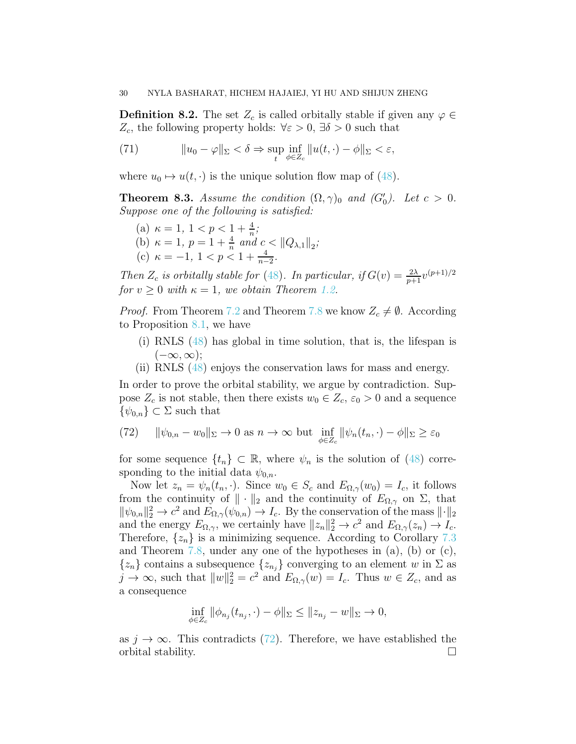**Definition 8.2.** The set $Z_c$ is called orbitally stable if given any $\varphi \in Z_c$, the following property holds: $\forall \varepsilon > 0$, $\exists \delta > 0$ such that

$$\|u_0 - \varphi\|_\Sigma < \delta \Rightarrow \sup_t \inf_{\phi \in Z_c} \|u(t,\cdot) - \phi\|_\Sigma < \varepsilon, \tag{71}$$

where $u_0 \mapsto u(t,\cdot)$ is the unique solution flow map of (48).

**Theorem 8.3.** *Assume the condition $(\Omega,\gamma)_0$ and $(G_0')$. Let $c > 0$. Suppose one of the following is satisfied:*

(a) $\kappa = 1$, $1 < p < 1 + \frac{4}{n}$;
(b) $\kappa = 1$, $p = 1 + \frac{4}{n}$ *and* $c < \|Q_{\lambda,1}\|_2$;
(c) $\kappa = -1$, $1 < p < 1 + \frac{4}{n-2}$.

*Then $Z_c$ is orbitally stable for (48). In particular, if $G(v) = \frac{2\lambda}{p+1} v^{(p+1)/2}$ for $v \geq 0$ with $\kappa = 1$, we obtain Theorem 1.2.*

*Proof.* From Theorem 7.2 and Theorem 7.8 we know $Z_c \neq \emptyset$. According to Proposition 8.1, we have

(i) RNLS (48) has global in time solution, that is, the lifespan is $(-\infty, \infty)$;
(ii) RNLS (48) enjoys the conservation laws for mass and energy.

In order to prove the orbital stability, we argue by contradiction. Suppose $Z_c$ is not stable, then there exists $w_0 \in Z_c$, $\varepsilon_0 > 0$ and a sequence $\{\psi_{0,n}\} \subset \Sigma$ such that

$$\|\psi_{0,n} - w_0\|_\Sigma \to 0 \text{ as } n \to \infty \text{ but } \inf_{\phi \in Z_c} \|\psi_n(t_n,\cdot) - \phi\|_\Sigma \geq \varepsilon_0 \tag{72}$$

for some sequence $\{t_n\} \subset \mathbb{R}$, where $\psi_n$ is the solution of (48) corresponding to the initial data $\psi_{0,n}$.

Now let $z_n = \psi_n(t_n,\cdot)$. Since $w_0 \in S_c$ and $E_{\Omega,\gamma}(w_0) = I_c$, it follows from the continuity of $\|\cdot\|_2$ and the continuity of $E_{\Omega,\gamma}$ on $\Sigma$, that $\|\psi_{0,n}\|_2^2 \to c^2$ and $E_{\Omega,\gamma}(\psi_{0,n}) \to I_c$. By the conservation of the mass $\|\cdot\|_2$ and the energy $E_{\Omega,\gamma}$, we certainly have $\|z_n\|_2^2 \to c^2$ and $E_{\Omega,\gamma}(z_n) \to I_c$. Therefore, $\{z_n\}$ is a minimizing sequence. According to Corollary 7.3 and Theorem 7.8, under any one of the hypotheses in (a), (b) or (c), $\{z_n\}$ contains a subsequence $\{z_{n_j}\}$ converging to an element $w$ in $\Sigma$ as $j \to \infty$, such that $\|w\|_2^2 = c^2$ and $E_{\Omega,\gamma}(w) = I_c$. Thus $w \in Z_c$, and as a consequence

$$\inf_{\phi \in Z_c} \|\phi_{n_j}(t_{n_j},\cdot) - \phi\|_\Sigma \leq \|z_{n_j} - w\|_\Sigma \to 0,$$

as $j \to \infty$. This contradicts (72). Therefore, we have established the orbital stability. $\square$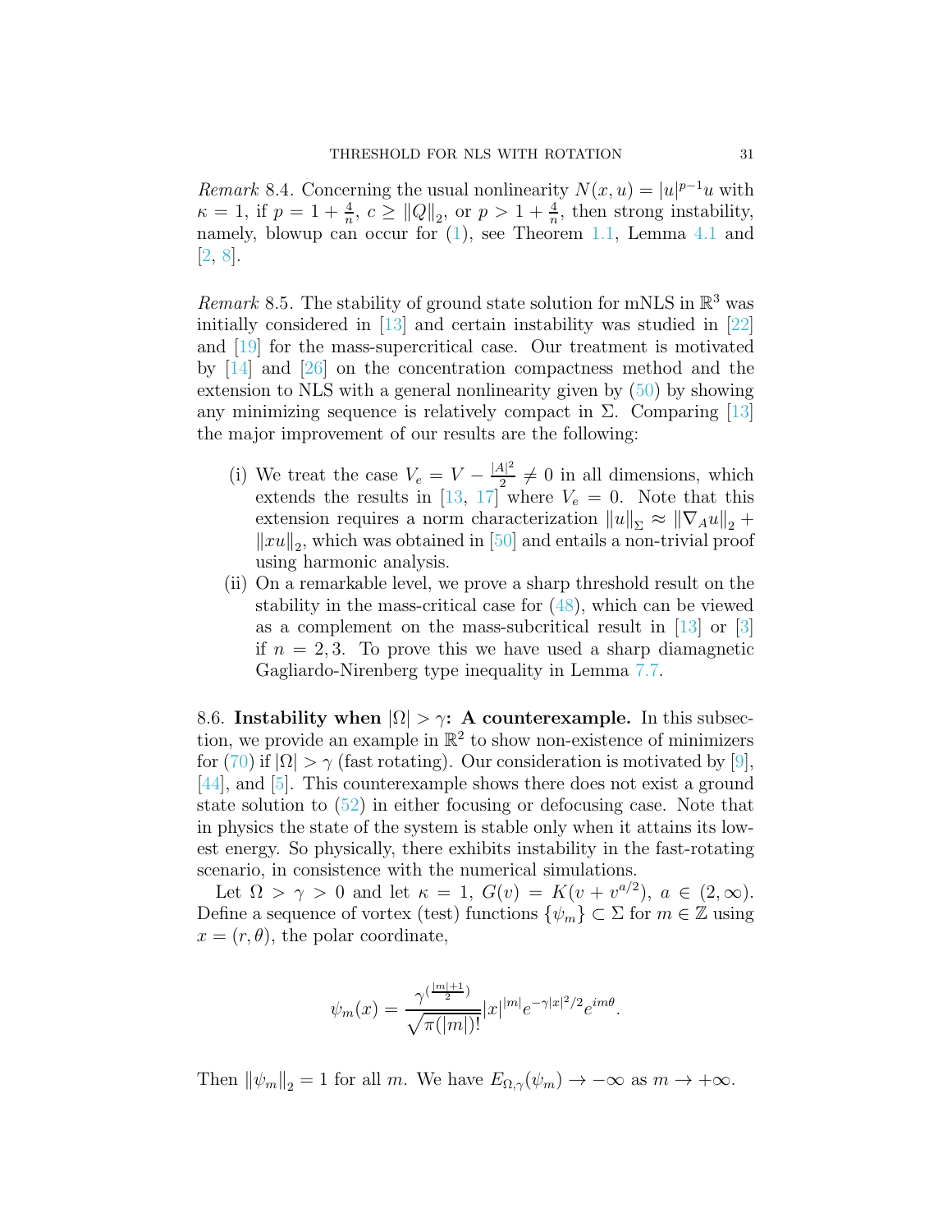*Remark* 8.4. Concerning the usual nonlinearity $N(x,u)=|u|^{p-1}u$ with $\kappa=1$, if $p=1+\frac{4}{n}$, $c\ge \|Q\|_2$, or $p>1+\frac{4}{n}$, then strong instability, namely, blowup can occur for (1), see Theorem 1.1, Lemma 4.1 and [2, 8].

*Remark* 8.5. The stability of ground state solution for mNLS in $\mathbb{R}^3$ was initially considered in [13] and certain instability was studied in [22] and [19] for the mass-supercritical case. Our treatment is motivated by [14] and [26] on the concentration compactness method and the extension to NLS with a general nonlinearity given by (50) by showing any minimizing sequence is relatively compact in $\Sigma$. Comparing [13] the major improvement of our results are the following:

- (i) We treat the case $V_e=V-\frac{|A|^2}{2}\neq 0$ in all dimensions, which extends the results in [13, 17] where $V_e=0$. Note that this extension requires a norm characterization $\|u\|_\Sigma \approx \|\nabla_A u\|_2 + \|xu\|_2$, which was obtained in [50] and entails a non-trivial proof using harmonic analysis.
- (ii) On a remarkable level, we prove a sharp threshold result on the stability in the mass-critical case for (48), which can be viewed as a complement on the mass-subcritical result in [13] or [3] if $n=2,3$. To prove this we have used a sharp diamagnetic Gagliardo-Nirenberg type inequality in Lemma 7.7.

8.6. **Instability when $|\Omega|>\gamma$: A counterexample.** In this subsection, we provide an example in $\mathbb{R}^2$ to show non-existence of minimizers for (70) if $|\Omega|>\gamma$ (fast rotating). Our consideration is motivated by [9], [44], and [5]. This counterexample shows there does not exist a ground state solution to (52) in either focusing or defocusing case. Note that in physics the state of the system is stable only when it attains its lowest energy. So physically, there exhibits instability in the fast-rotating scenario, in consistence with the numerical simulations.

Let $\Omega>\gamma>0$ and let $\kappa=1$, $G(v)=K(v+v^{a/2})$, $a\in(2,\infty)$. Define a sequence of vortex (test) functions $\{\psi_m\}\subset\Sigma$ for $m\in\mathbb{Z}$ using $x=(r,\theta)$, the polar coordinate,

$$\psi_m(x)=\frac{\gamma^{(\frac{|m|+1}{2})}}{\sqrt{\pi(|m|)!}}|x|^{|m|}e^{-\gamma|x|^2/2}e^{im\theta}.$$

Then $\|\psi_m\|_2=1$ for all $m$. We have $E_{\Omega,\gamma}(\psi_m)\to-\infty$ as $m\to+\infty$.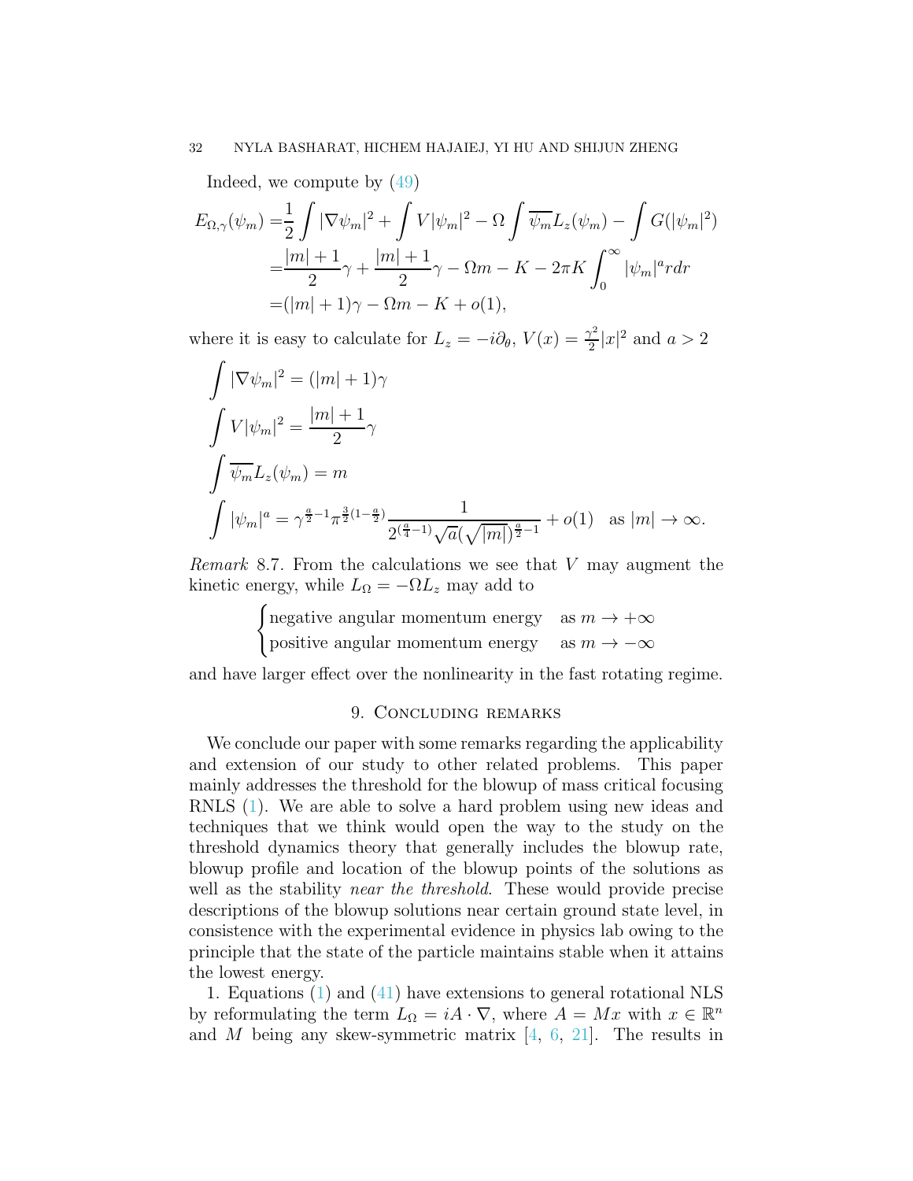Indeed, we compute by (49)

$$
\begin{aligned}
E_{\Omega,\gamma}(\psi_m) =& \frac{1}{2}\int |\nabla \psi_m|^2 + \int V|\psi_m|^2 - \Omega \int \overline{\psi_m} L_z(\psi_m) - \int G(|\psi_m|^2) \\
=& \frac{|m|+1}{2}\gamma + \frac{|m|+1}{2}\gamma - \Omega m - K - 2\pi K \int_0^\infty |\psi_m|^a r dr \\
=& (|m|+1)\gamma - \Omega m - K + o(1),
\end{aligned}
$$

where it is easy to calculate for $L_z = -i\partial_\theta$, $V(x) = \frac{\gamma^2}{2}|x|^2$ and $a > 2$

$$
\begin{aligned}
&\int |\nabla \psi_m|^2 = (|m|+1)\gamma \\
&\int V|\psi_m|^2 = \frac{|m|+1}{2}\gamma \\
&\int \overline{\psi_m} L_z(\psi_m) = m \\
&\int |\psi_m|^a = \gamma^{\frac{a}{2}-1}\pi^{\frac{3}{2}(1-\frac{a}{2})} \frac{1}{2^{(\frac{a}{4}-1)}\sqrt{a}(\sqrt{|m|})^{\frac{a}{2}-1}} + o(1) \quad \text{as } |m| \to \infty.
\end{aligned}
$$

*Remark* 8.7. From the calculations we see that $V$ may augment the kinetic energy, while $L_\Omega = -\Omega L_z$ may add to

$$
\begin{cases}
\text{negative angular momentum energy} & \text{as } m \to +\infty \\
\text{positive angular momentum energy} & \text{as } m \to -\infty
\end{cases}
$$

and have larger effect over the nonlinearity in the fast rotating regime.

## 9. Concluding remarks

We conclude our paper with some remarks regarding the applicability and extension of our study to other related problems. This paper mainly addresses the threshold for the blowup of mass critical focusing RNLS (1). We are able to solve a hard problem using new ideas and techniques that we think would open the way to the study on the threshold dynamics theory that generally includes the blowup rate, blowup profile and location of the blowup points of the solutions as well as the stability *near the threshold*. These would provide precise descriptions of the blowup solutions near certain ground state level, in consistence with the experimental evidence in physics lab owing to the principle that the state of the particle maintains stable when it attains the lowest energy.

1. Equations (1) and (41) have extensions to general rotational NLS by reformulating the term $L_\Omega = iA \cdot \nabla$, where $A = Mx$ with $x \in \mathbb{R}^n$ and $M$ being any skew-symmetric matrix [4, 6, 21]. The results in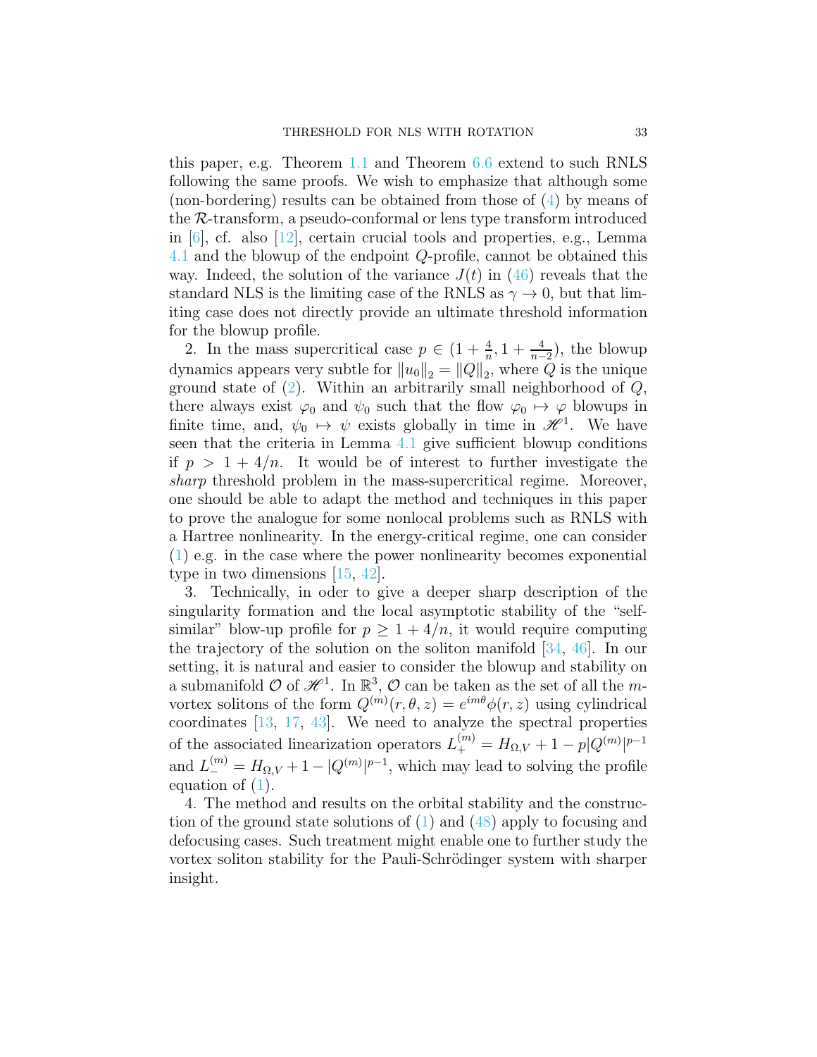this paper, e.g. Theorem 1.1 and Theorem 6.6 extend to such RNLS following the same proofs. We wish to emphasize that although some (non-bordering) results can be obtained from those of (4) by means of the $\mathcal{R}$-transform, a pseudo-conformal or lens type transform introduced in [6], cf. also [12], certain crucial tools and properties, e.g., Lemma 4.1 and the blowup of the endpoint $Q$-profile, cannot be obtained this way. Indeed, the solution of the variance $J(t)$ in (46) reveals that the standard NLS is the limiting case of the RNLS as $\gamma \to 0$, but that limiting case does not directly provide an ultimate threshold information for the blowup profile.

2. In the mass supercritical case $p \in (1 + \frac{4}{n}, 1 + \frac{4}{n-2})$, the blowup dynamics appears very subtle for $\|u_0\|_2 = \|Q\|_2$, where $Q$ is the unique ground state of (2). Within an arbitrarily small neighborhood of $Q$, there always exist $\varphi_0$ and $\psi_0$ such that the flow $\varphi_0 \mapsto \varphi$ blowups in finite time, and, $\psi_0 \mapsto \psi$ exists globally in time in $\mathscr{H}^1$. We have seen that the criteria in Lemma 4.1 give sufficient blowup conditions if $p > 1 + 4/n$. It would be of interest to further investigate the *sharp* threshold problem in the mass-supercritical regime. Moreover, one should be able to adapt the method and techniques in this paper to prove the analogue for some nonlocal problems such as RNLS with a Hartree nonlinearity. In the energy-critical regime, one can consider (1) e.g. in the case where the power nonlinearity becomes exponential type in two dimensions [15, 42].

3. Technically, in oder to give a deeper sharp description of the singularity formation and the local asymptotic stability of the "self-similar" blow-up profile for $p \geq 1 + 4/n$, it would require computing the trajectory of the solution on the soliton manifold [34, 46]. In our setting, it is natural and easier to consider the blowup and stability on a submanifold $\mathcal{O}$ of $\mathscr{H}^1$. In $\mathbb{R}^3$, $\mathcal{O}$ can be taken as the set of all the $m$-vortex solitons of the form $Q^{(m)}(r, \theta, z) = e^{im\theta}\phi(r, z)$ using cylindrical coordinates [13, 17, 43]. We need to analyze the spectral properties of the associated linearization operators $L_+^{(m)} = H_{\Omega,V} + 1 - p|Q^{(m)}|^{p-1}$ and $L_-^{(m)} = H_{\Omega,V} + 1 - |Q^{(m)}|^{p-1}$, which may lead to solving the profile equation of (1).

4. The method and results on the orbital stability and the construction of the ground state solutions of (1) and (48) apply to focusing and defocusing cases. Such treatment might enable one to further study the vortex soliton stability for the Pauli-Schrödinger system with sharper insight.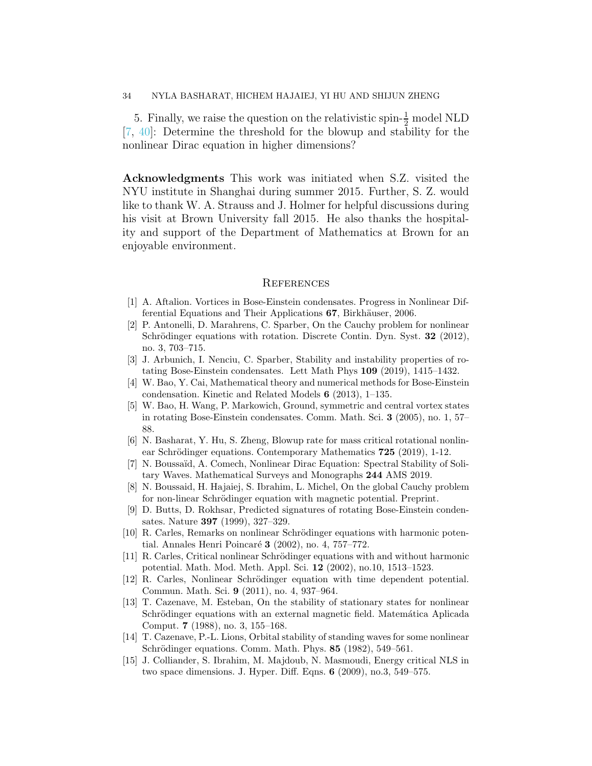5. Finally, we raise the question on the relativistic spin-$\frac{1}{2}$ model NLD [7, 40]: Determine the threshold for the blowup and stability for the nonlinear Dirac equation in higher dimensions?

**Acknowledgments** This work was initiated when S.Z. visited the NYU institute in Shanghai during summer 2015. Further, S. Z. would like to thank W. A. Strauss and J. Holmer for helpful discussions during his visit at Brown University fall 2015. He also thanks the hospitality and support of the Department of Mathematics at Brown for an enjoyable environment.

## References

[1] A. Aftalion. Vortices in Bose-Einstein condensates. Progress in Nonlinear Differential Equations and Their Applications **67**, Birkhäuser, 2006.

[2] P. Antonelli, D. Marahrens, C. Sparber, On the Cauchy problem for nonlinear Schrödinger equations with rotation. Discrete Contin. Dyn. Syst. **32** (2012), no. 3, 703–715.

[3] J. Arbunich, I. Nenciu, C. Sparber, Stability and instability properties of rotating Bose-Einstein condensates. Lett Math Phys **109** (2019), 1415–1432.

[4] W. Bao, Y. Cai, Mathematical theory and numerical methods for Bose-Einstein condensation. Kinetic and Related Models **6** (2013), 1–135.

[5] W. Bao, H. Wang, P. Markowich, Ground, symmetric and central vortex states in rotating Bose-Einstein condensates. Comm. Math. Sci. **3** (2005), no. 1, 57–88.

[6] N. Basharat, Y. Hu, S. Zheng, Blowup rate for mass critical rotational nonlinear Schrödinger equations. Contemporary Mathematics **725** (2019), 1-12.

[7] N. Boussaïd, A. Comech, Nonlinear Dirac Equation: Spectral Stability of Solitary Waves. Mathematical Surveys and Monographs **244** AMS 2019.

[8] N. Boussaid, H. Hajaiej, S. Ibrahim, L. Michel, On the global Cauchy problem for non-linear Schrödinger equation with magnetic potential. Preprint.

[9] D. Butts, D. Rokhsar, Predicted signatures of rotating Bose-Einstein condensates. Nature **397** (1999), 327–329.

[10] R. Carles, Remarks on nonlinear Schrödinger equations with harmonic potential. Annales Henri Poincaré **3** (2002), no. 4, 757–772.

[11] R. Carles, Critical nonlinear Schrödinger equations with and without harmonic potential. Math. Mod. Meth. Appl. Sci. **12** (2002), no.10, 1513–1523.

[12] R. Carles, Nonlinear Schrödinger equation with time dependent potential. Commun. Math. Sci. **9** (2011), no. 4, 937–964.

[13] T. Cazenave, M. Esteban, On the stability of stationary states for nonlinear Schrödinger equations with an external magnetic field. Matemática Aplicada Comput. **7** (1988), no. 3, 155–168.

[14] T. Cazenave, P.-L. Lions, Orbital stability of standing waves for some nonlinear Schrödinger equations. Comm. Math. Phys. **85** (1982), 549–561.

[15] J. Colliander, S. Ibrahim, M. Majdoub, N. Masmoudi, Energy critical NLS in two space dimensions. J. Hyper. Diff. Eqns. **6** (2009), no.3, 549–575.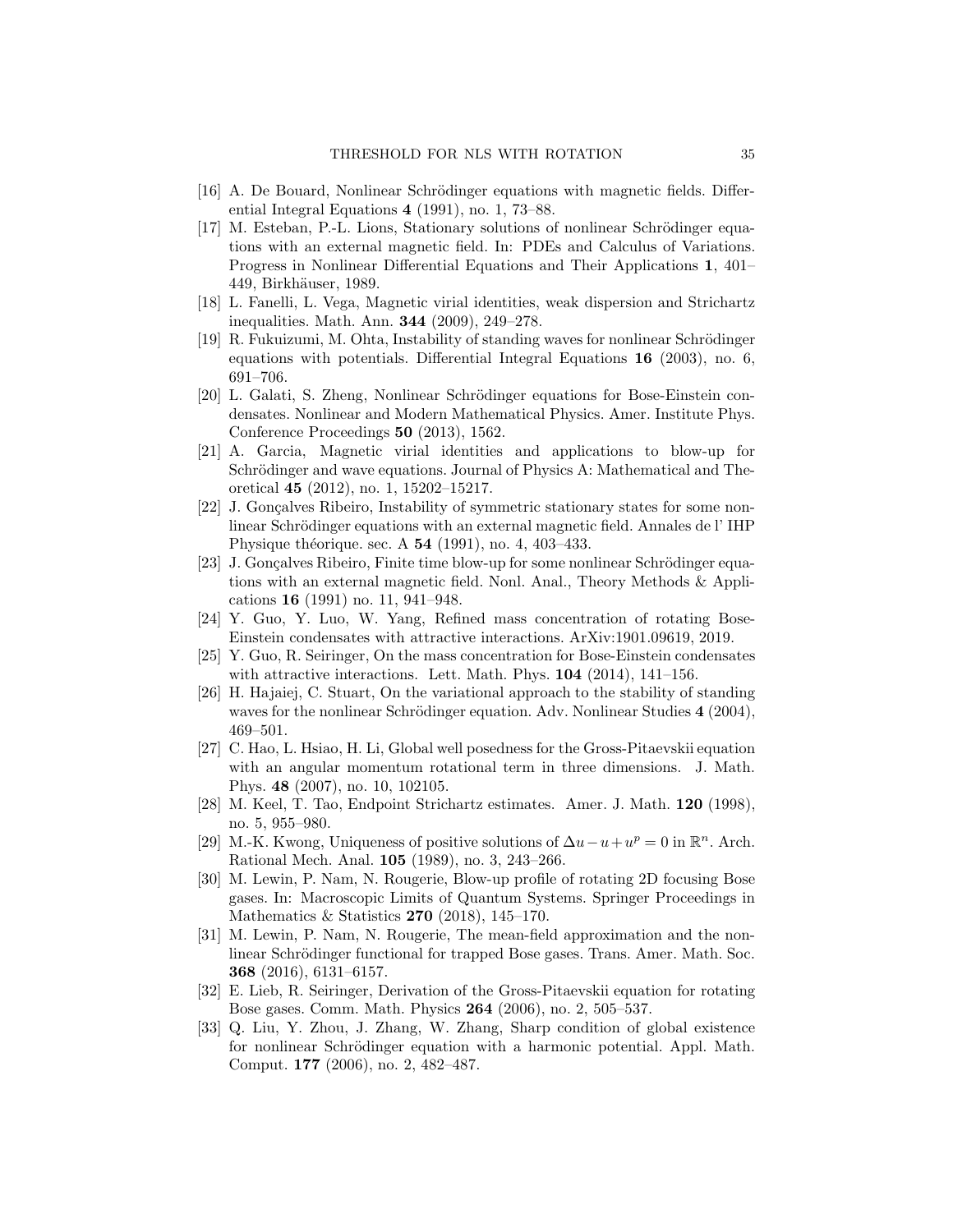[16] A. De Bouard, Nonlinear Schrödinger equations with magnetic fields. Differential Integral Equations **4** (1991), no. 1, 73–88.

[17] M. Esteban, P.-L. Lions, Stationary solutions of nonlinear Schrödinger equations with an external magnetic field. In: PDEs and Calculus of Variations. Progress in Nonlinear Differential Equations and Their Applications **1**, 401–449, Birkhäuser, 1989.

[18] L. Fanelli, L. Vega, Magnetic virial identities, weak dispersion and Strichartz inequalities. Math. Ann. **344** (2009), 249–278.

[19] R. Fukuizumi, M. Ohta, Instability of standing waves for nonlinear Schrödinger equations with potentials. Differential Integral Equations **16** (2003), no. 6, 691–706.

[20] L. Galati, S. Zheng, Nonlinear Schrödinger equations for Bose-Einstein condensates. Nonlinear and Modern Mathematical Physics. Amer. Institute Phys. Conference Proceedings **50** (2013), 1562.

[21] A. Garcia, Magnetic virial identities and applications to blow-up for Schrödinger and wave equations. Journal of Physics A: Mathematical and Theoretical **45** (2012), no. 1, 15202–15217.

[22] J. Gonçalves Ribeiro, Instability of symmetric stationary states for some nonlinear Schrödinger equations with an external magnetic field. Annales de l' IHP Physique théorique. sec. A **54** (1991), no. 4, 403–433.

[23] J. Gonçalves Ribeiro, Finite time blow-up for some nonlinear Schrödinger equations with an external magnetic field. Nonl. Anal., Theory Methods & Applications **16** (1991) no. 11, 941–948.

[24] Y. Guo, Y. Luo, W. Yang, Refined mass concentration of rotating Bose-Einstein condensates with attractive interactions. ArXiv:1901.09619, 2019.

[25] Y. Guo, R. Seiringer, On the mass concentration for Bose-Einstein condensates with attractive interactions. Lett. Math. Phys. **104** (2014), 141–156.

[26] H. Hajaiej, C. Stuart, On the variational approach to the stability of standing waves for the nonlinear Schrödinger equation. Adv. Nonlinear Studies **4** (2004), 469–501.

[27] C. Hao, L. Hsiao, H. Li, Global well posedness for the Gross-Pitaevskii equation with an angular momentum rotational term in three dimensions. J. Math. Phys. **48** (2007), no. 10, 102105.

[28] M. Keel, T. Tao, Endpoint Strichartz estimates. Amer. J. Math. **120** (1998), no. 5, 955–980.

[29] M.-K. Kwong, Uniqueness of positive solutions of $\Delta u - u + u^p = 0$ in $\mathbb{R}^n$. Arch. Rational Mech. Anal. **105** (1989), no. 3, 243–266.

[30] M. Lewin, P. Nam, N. Rougerie, Blow-up profile of rotating 2D focusing Bose gases. In: Macroscopic Limits of Quantum Systems. Springer Proceedings in Mathematics & Statistics **270** (2018), 145–170.

[31] M. Lewin, P. Nam, N. Rougerie, The mean-field approximation and the nonlinear Schrödinger functional for trapped Bose gases. Trans. Amer. Math. Soc. **368** (2016), 6131–6157.

[32] E. Lieb, R. Seiringer, Derivation of the Gross-Pitaevskii equation for rotating Bose gases. Comm. Math. Physics **264** (2006), no. 2, 505–537.

[33] Q. Liu, Y. Zhou, J. Zhang, W. Zhang, Sharp condition of global existence for nonlinear Schrödinger equation with a harmonic potential. Appl. Math. Comput. **177** (2006), no. 2, 482–487.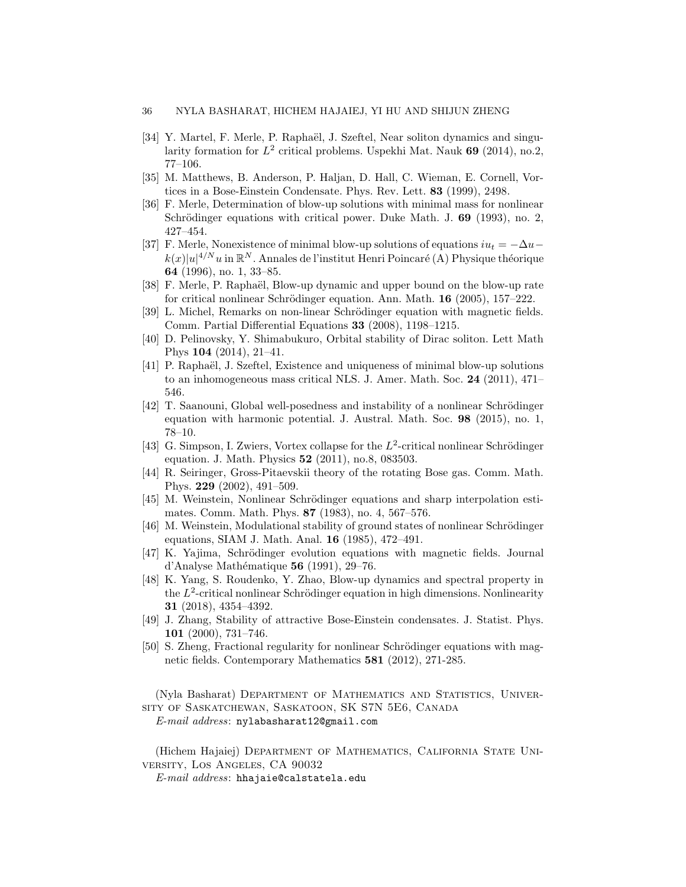[34] Y. Martel, F. Merle, P. Raphaël, J. Szeftel, Near soliton dynamics and singularity formation for $L^2$ critical problems. Uspekhi Mat. Nauk **69** (2014), no.2, 77–106.

[35] M. Matthews, B. Anderson, P. Haljan, D. Hall, C. Wieman, E. Cornell, Vortices in a Bose-Einstein Condensate. Phys. Rev. Lett. **83** (1999), 2498.

[36] F. Merle, Determination of blow-up solutions with minimal mass for nonlinear Schrödinger equations with critical power. Duke Math. J. **69** (1993), no. 2, 427–454.

[37] F. Merle, Nonexistence of minimal blow-up solutions of equations $iu_t = -\Delta u - k(x)|u|^{4/N}u$ in $\mathbb{R}^N$. Annales de l'institut Henri Poincaré (A) Physique théorique **64** (1996), no. 1, 33–85.

[38] F. Merle, P. Raphaël, Blow-up dynamic and upper bound on the blow-up rate for critical nonlinear Schrödinger equation. Ann. Math. **16** (2005), 157–222.

[39] L. Michel, Remarks on non-linear Schrödinger equation with magnetic fields. Comm. Partial Differential Equations **33** (2008), 1198–1215.

[40] D. Pelinovsky, Y. Shimabukuro, Orbital stability of Dirac soliton. Lett Math Phys **104** (2014), 21–41.

[41] P. Raphaël, J. Szeftel, Existence and uniqueness of minimal blow-up solutions to an inhomogeneous mass critical NLS. J. Amer. Math. Soc. **24** (2011), 471–546.

[42] T. Saanouni, Global well-posedness and instability of a nonlinear Schrödinger equation with harmonic potential. J. Austral. Math. Soc. **98** (2015), no. 1, 78–10.

[43] G. Simpson, I. Zwiers, Vortex collapse for the $L^2$-critical nonlinear Schrödinger equation. J. Math. Physics **52** (2011), no.8, 083503.

[44] R. Seiringer, Gross-Pitaevskii theory of the rotating Bose gas. Comm. Math. Phys. **229** (2002), 491–509.

[45] M. Weinstein, Nonlinear Schrödinger equations and sharp interpolation estimates. Comm. Math. Phys. **87** (1983), no. 4, 567–576.

[46] M. Weinstein, Modulational stability of ground states of nonlinear Schrödinger equations, SIAM J. Math. Anal. **16** (1985), 472–491.

[47] K. Yajima, Schrödinger evolution equations with magnetic fields. Journal d'Analyse Mathématique **56** (1991), 29–76.

[48] K. Yang, S. Roudenko, Y. Zhao, Blow-up dynamics and spectral property in the $L^2$-critical nonlinear Schrödinger equation in high dimensions. Nonlinearity **31** (2018), 4354–4392.

[49] J. Zhang, Stability of attractive Bose-Einstein condensates. J. Statist. Phys. **101** (2000), 731–746.

[50] S. Zheng, Fractional regularity for nonlinear Schrödinger equations with magnetic fields. Contemporary Mathematics **581** (2012), 271-285.

(Nyla Basharat) Department of Mathematics and Statistics, University of Saskatchewan, Saskatoon, SK S7N 5E6, Canada
*E-mail address*: nylabasharat12@gmail.com

(Hichem Hajaiej) Department of Mathematics, California State University, Los Angeles, CA 90032
*E-mail address*: hhajaie@calstatela.edu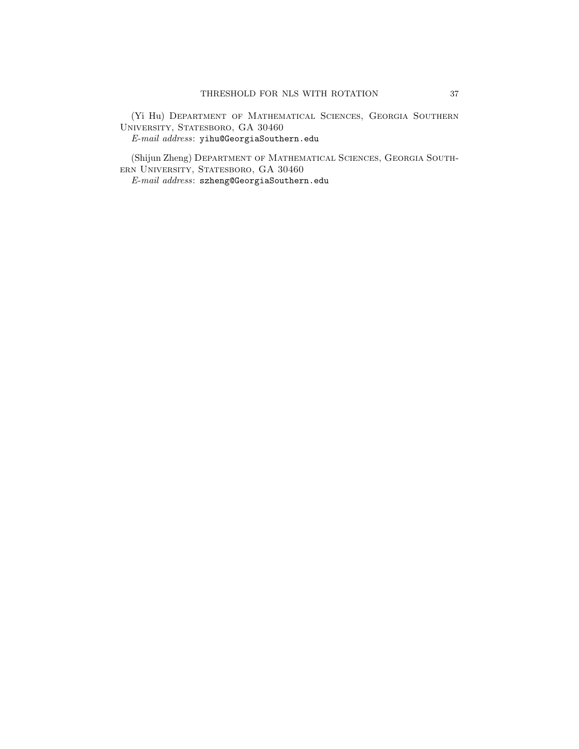(Yi Hu) Department of Mathematical Sciences, Georgia Southern University, Statesboro, GA 30460

*E-mail address*: yihu@GeorgiaSouthern.edu

(Shijun Zheng) Department of Mathematical Sciences, Georgia Southern University, Statesboro, GA 30460

*E-mail address*: szheng@GeorgiaSouthern.edu